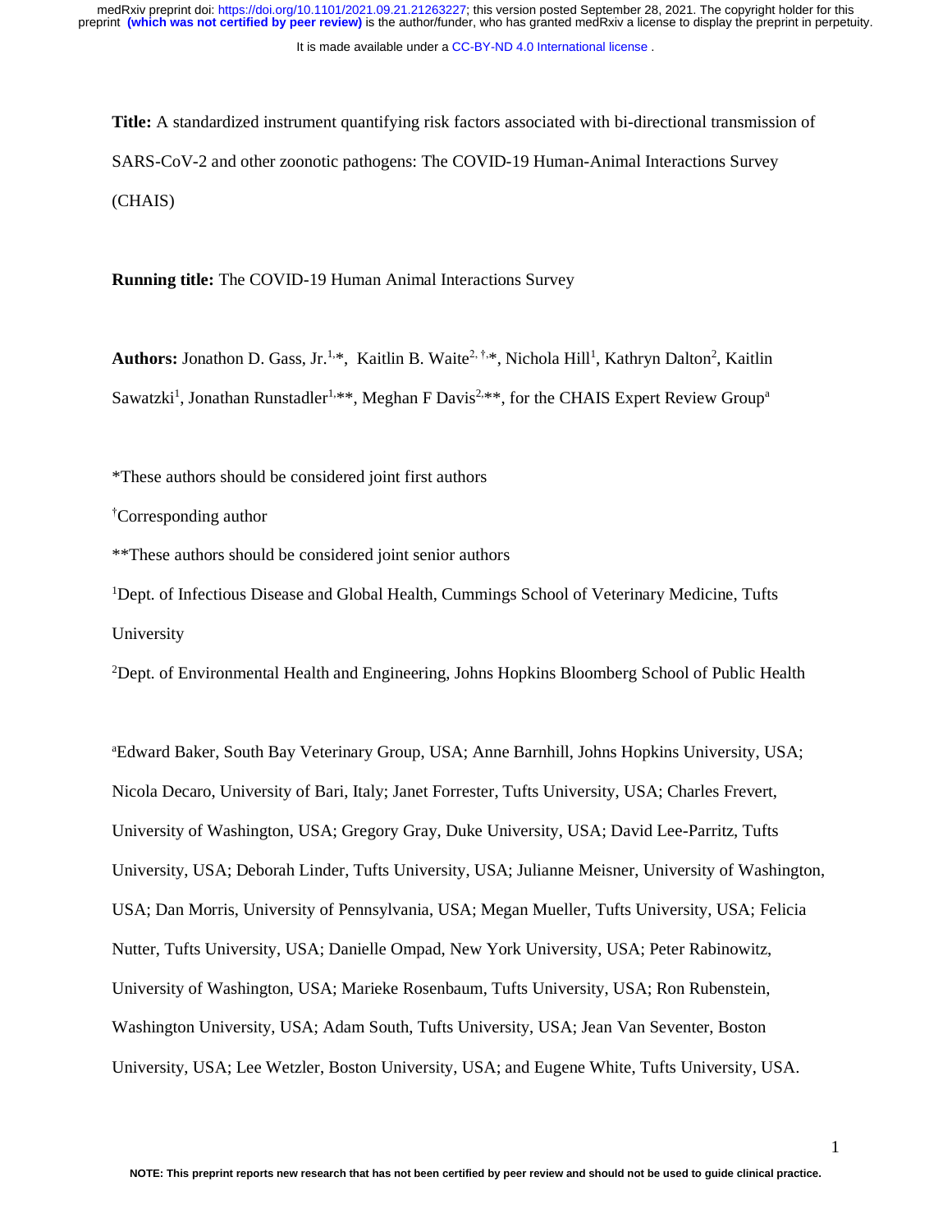**Title:** A standardized instrument quantifying risk factors associated with bi-directional transmission of SARS-CoV-2 and other zoonotic pathogens: The COVID-19 Human-Animal Interactions Survey (CHAIS)

**Running title:** The COVID-19 Human Animal Interactions Survey

**Authors:** Jonathon D. Gass, Jr.[1,*], Kaitlin B. Waite[2,†,*], Nichola Hill[1], Kathryn Dalton[2], Kaitlin Sawatzki[1], Jonathan Runstadler[1,**], Meghan F Davis[2,**], for the CHAIS Expert Review Group[a]

*These authors should be considered joint first authors

†Corresponding author

**These authors should be considered joint senior authors

[1]Dept. of Infectious Disease and Global Health, Cummings School of Veterinary Medicine, Tufts University

[2]Dept. of Environmental Health and Engineering, Johns Hopkins Bloomberg School of Public Health

[a]Edward Baker, South Bay Veterinary Group, USA; Anne Barnhill, Johns Hopkins University, USA; Nicola Decaro, University of Bari, Italy; Janet Forrester, Tufts University, USA; Charles Frevert, University of Washington, USA; Gregory Gray, Duke University, USA; David Lee-Parritz, Tufts University, USA; Deborah Linder, Tufts University, USA; Julianne Meisner, University of Washington, USA; Dan Morris, University of Pennsylvania, USA; Megan Mueller, Tufts University, USA; Felicia Nutter, Tufts University, USA; Danielle Ompad, New York University, USA; Peter Rabinowitz, University of Washington, USA; Marieke Rosenbaum, Tufts University, USA; Ron Rubenstein, Washington University, USA; Adam South, Tufts University, USA; Jean Van Seventer, Boston University, USA; Lee Wetzler, Boston University, USA; and Eugene White, Tufts University, USA.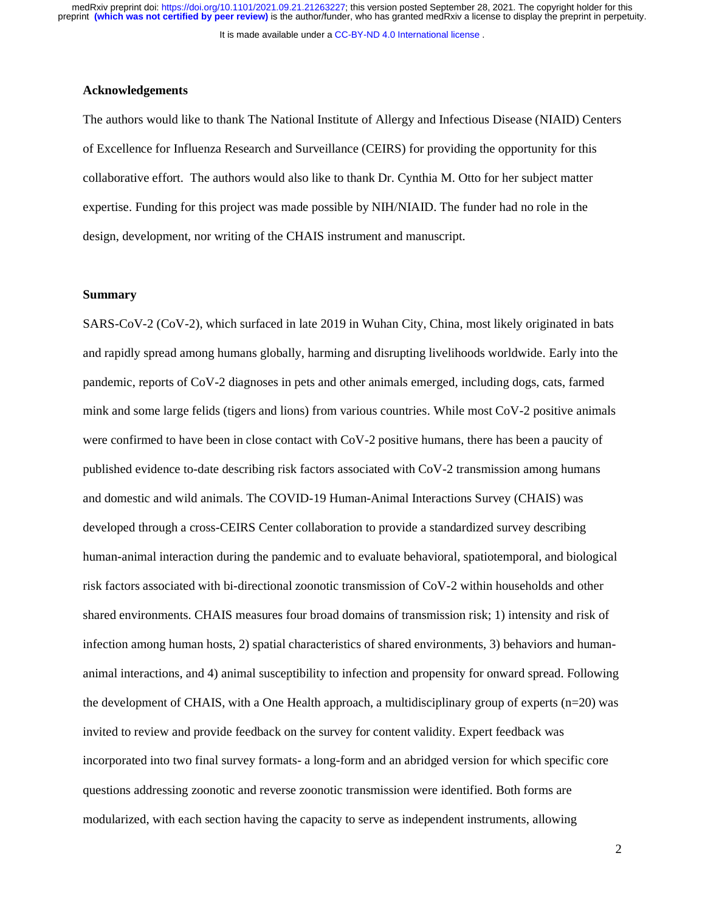## Acknowledgements

The authors would like to thank The National Institute of Allergy and Infectious Disease (NIAID) Centers of Excellence for Influenza Research and Surveillance (CEIRS) for providing the opportunity for this collaborative effort. The authors would also like to thank Dr. Cynthia M. Otto for her subject matter expertise. Funding for this project was made possible by NIH/NIAID. The funder had no role in the design, development, nor writing of the CHAIS instrument and manuscript.

## Summary

SARS-CoV-2 (CoV-2), which surfaced in late 2019 in Wuhan City, China, most likely originated in bats and rapidly spread among humans globally, harming and disrupting livelihoods worldwide. Early into the pandemic, reports of CoV-2 diagnoses in pets and other animals emerged, including dogs, cats, farmed mink and some large felids (tigers and lions) from various countries. While most CoV-2 positive animals were confirmed to have been in close contact with CoV-2 positive humans, there has been a paucity of published evidence to-date describing risk factors associated with CoV-2 transmission among humans and domestic and wild animals. The COVID-19 Human-Animal Interactions Survey (CHAIS) was developed through a cross-CEIRS Center collaboration to provide a standardized survey describing human-animal interaction during the pandemic and to evaluate behavioral, spatiotemporal, and biological risk factors associated with bi-directional zoonotic transmission of CoV-2 within households and other shared environments. CHAIS measures four broad domains of transmission risk; 1) intensity and risk of infection among human hosts, 2) spatial characteristics of shared environments, 3) behaviors and human-animal interactions, and 4) animal susceptibility to infection and propensity for onward spread. Following the development of CHAIS, with a One Health approach, a multidisciplinary group of experts (n=20) was invited to review and provide feedback on the survey for content validity. Expert feedback was incorporated into two final survey formats- a long-form and an abridged version for which specific core questions addressing zoonotic and reverse zoonotic transmission were identified. Both forms are modularized, with each section having the capacity to serve as independent instruments, allowing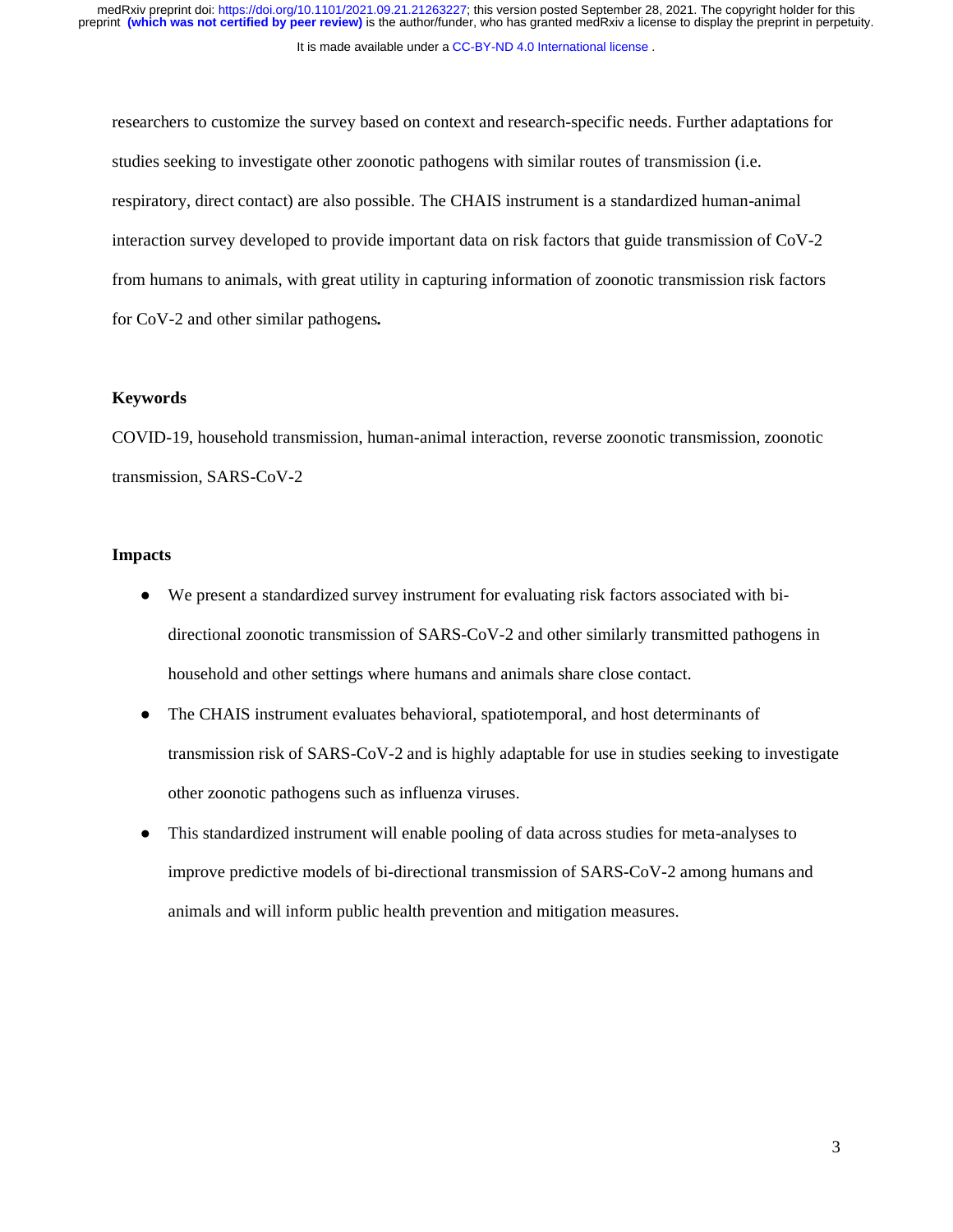researchers to customize the survey based on context and research-specific needs. Further adaptations for studies seeking to investigate other zoonotic pathogens with similar routes of transmission (i.e. respiratory, direct contact) are also possible. The CHAIS instrument is a standardized human-animal interaction survey developed to provide important data on risk factors that guide transmission of CoV-2 from humans to animals, with great utility in capturing information of zoonotic transmission risk factors for CoV-2 and other similar pathogens**.**

### Keywords

COVID-19, household transmission, human-animal interaction, reverse zoonotic transmission, zoonotic transmission, SARS-CoV-2

### Impacts

- We present a standardized survey instrument for evaluating risk factors associated with bi-directional zoonotic transmission of SARS-CoV-2 and other similarly transmitted pathogens in household and other settings where humans and animals share close contact.
- The CHAIS instrument evaluates behavioral, spatiotemporal, and host determinants of transmission risk of SARS-CoV-2 and is highly adaptable for use in studies seeking to investigate other zoonotic pathogens such as influenza viruses.
- This standardized instrument will enable pooling of data across studies for meta-analyses to improve predictive models of bi-directional transmission of SARS-CoV-2 among humans and animals and will inform public health prevention and mitigation measures.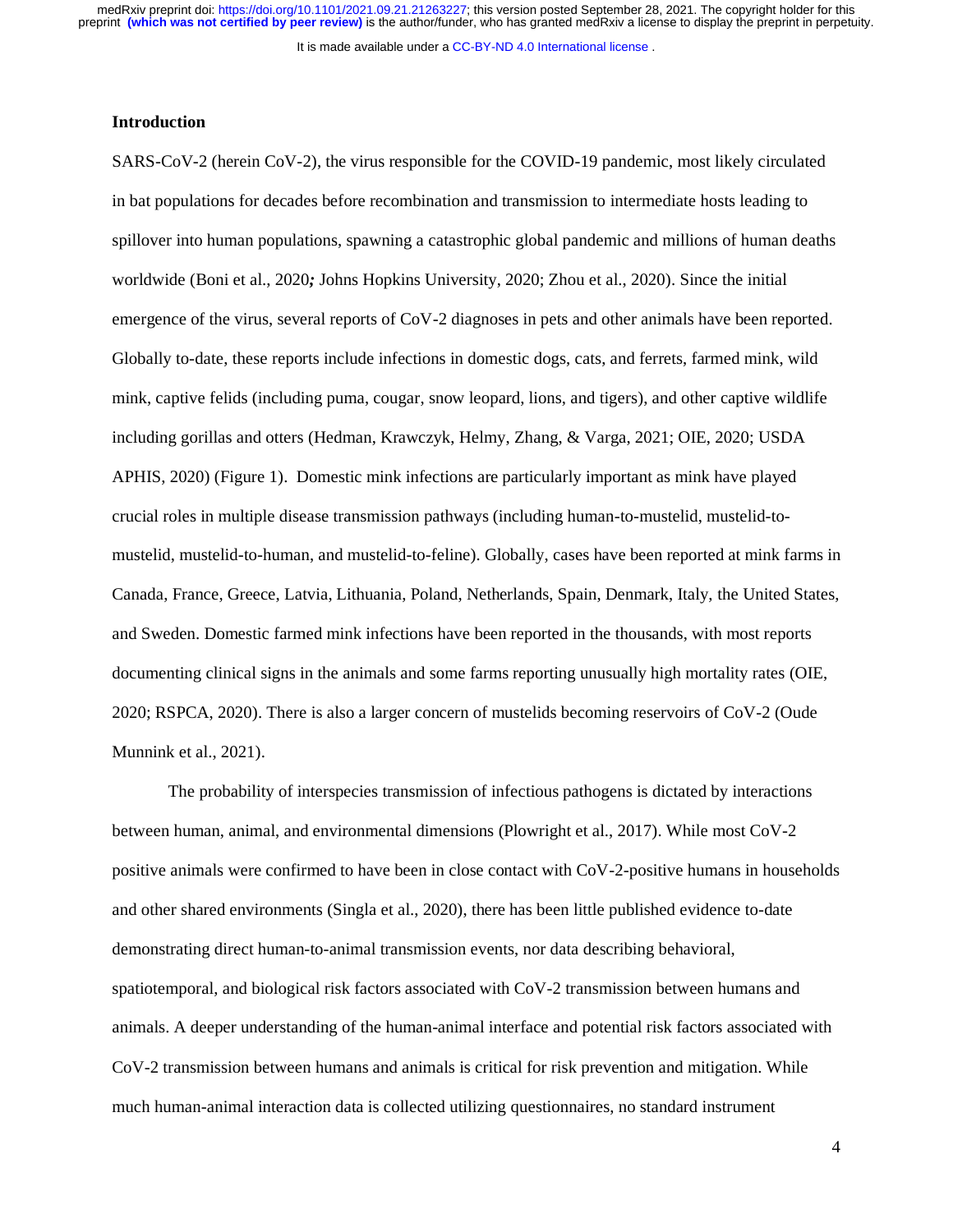## Introduction

SARS-CoV-2 (herein CoV-2), the virus responsible for the COVID-19 pandemic, most likely circulated in bat populations for decades before recombination and transmission to intermediate hosts leading to spillover into human populations, spawning a catastrophic global pandemic and millions of human deaths worldwide (Boni et al., 2020***;*** Johns Hopkins University, 2020; Zhou et al., 2020). Since the initial emergence of the virus, several reports of CoV-2 diagnoses in pets and other animals have been reported. Globally to-date, these reports include infections in domestic dogs, cats, and ferrets, farmed mink, wild mink, captive felids (including puma, cougar, snow leopard, lions, and tigers), and other captive wildlife including gorillas and otters (Hedman, Krawczyk, Helmy, Zhang, & Varga, 2021; OIE, 2020; USDA APHIS, 2020) (Figure 1). Domestic mink infections are particularly important as mink have played crucial roles in multiple disease transmission pathways (including human-to-mustelid, mustelid-to-mustelid, mustelid-to-human, and mustelid-to-feline). Globally, cases have been reported at mink farms in Canada, France, Greece, Latvia, Lithuania, Poland, Netherlands, Spain, Denmark, Italy, the United States, and Sweden. Domestic farmed mink infections have been reported in the thousands, with most reports documenting clinical signs in the animals and some farms reporting unusually high mortality rates (OIE, 2020; RSPCA, 2020). There is also a larger concern of mustelids becoming reservoirs of CoV-2 (Oude Munnink et al., 2021).

The probability of interspecies transmission of infectious pathogens is dictated by interactions between human, animal, and environmental dimensions (Plowright et al., 2017). While most CoV-2 positive animals were confirmed to have been in close contact with CoV-2-positive humans in households and other shared environments (Singla et al., 2020), there has been little published evidence to-date demonstrating direct human-to-animal transmission events, nor data describing behavioral, spatiotemporal, and biological risk factors associated with CoV-2 transmission between humans and animals. A deeper understanding of the human-animal interface and potential risk factors associated with CoV-2 transmission between humans and animals is critical for risk prevention and mitigation. While much human-animal interaction data is collected utilizing questionnaires, no standard instrument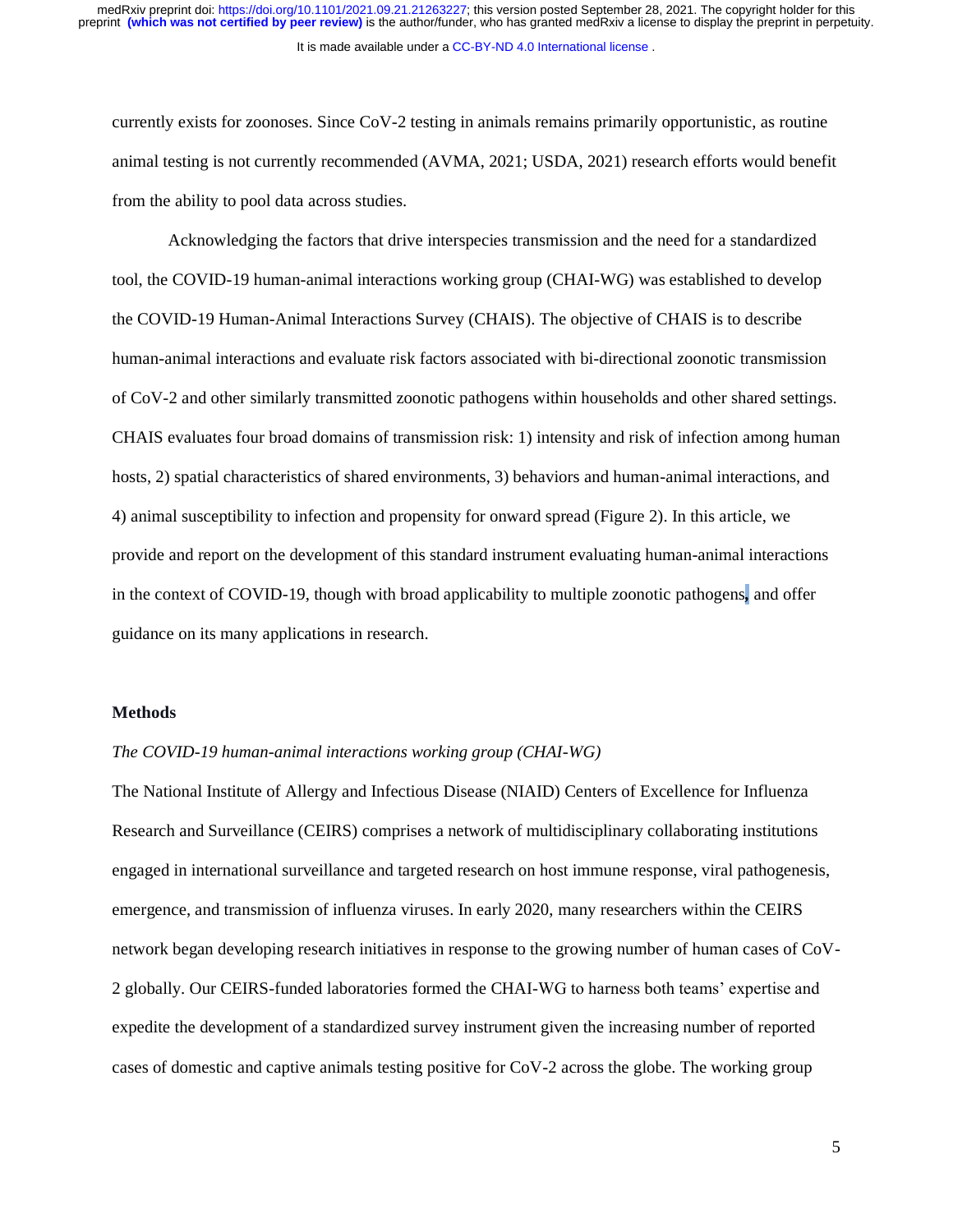currently exists for zoonoses. Since CoV-2 testing in animals remains primarily opportunistic, as routine animal testing is not currently recommended (AVMA, 2021; USDA, 2021) research efforts would benefit from the ability to pool data across studies.

Acknowledging the factors that drive interspecies transmission and the need for a standardized tool, the COVID-19 human-animal interactions working group (CHAI-WG) was established to develop the COVID-19 Human-Animal Interactions Survey (CHAIS). The objective of CHAIS is to describe human-animal interactions and evaluate risk factors associated with bi-directional zoonotic transmission of CoV-2 and other similarly transmitted zoonotic pathogens within households and other shared settings. CHAIS evaluates four broad domains of transmission risk: 1) intensity and risk of infection among human hosts, 2) spatial characteristics of shared environments, 3) behaviors and human-animal interactions, and 4) animal susceptibility to infection and propensity for onward spread (Figure 2). In this article, we provide and report on the development of this standard instrument evaluating human-animal interactions in the context of COVID-19, though with broad applicability to multiple zoonotic pathogens, and offer guidance on its many applications in research.

## Methods

### *The COVID-19 human-animal interactions working group (CHAI-WG)*

The National Institute of Allergy and Infectious Disease (NIAID) Centers of Excellence for Influenza Research and Surveillance (CEIRS) comprises a network of multidisciplinary collaborating institutions engaged in international surveillance and targeted research on host immune response, viral pathogenesis, emergence, and transmission of influenza viruses. In early 2020, many researchers within the CEIRS network began developing research initiatives in response to the growing number of human cases of CoV-2 globally. Our CEIRS-funded laboratories formed the CHAI-WG to harness both teams' expertise and expedite the development of a standardized survey instrument given the increasing number of reported cases of domestic and captive animals testing positive for CoV-2 across the globe. The working group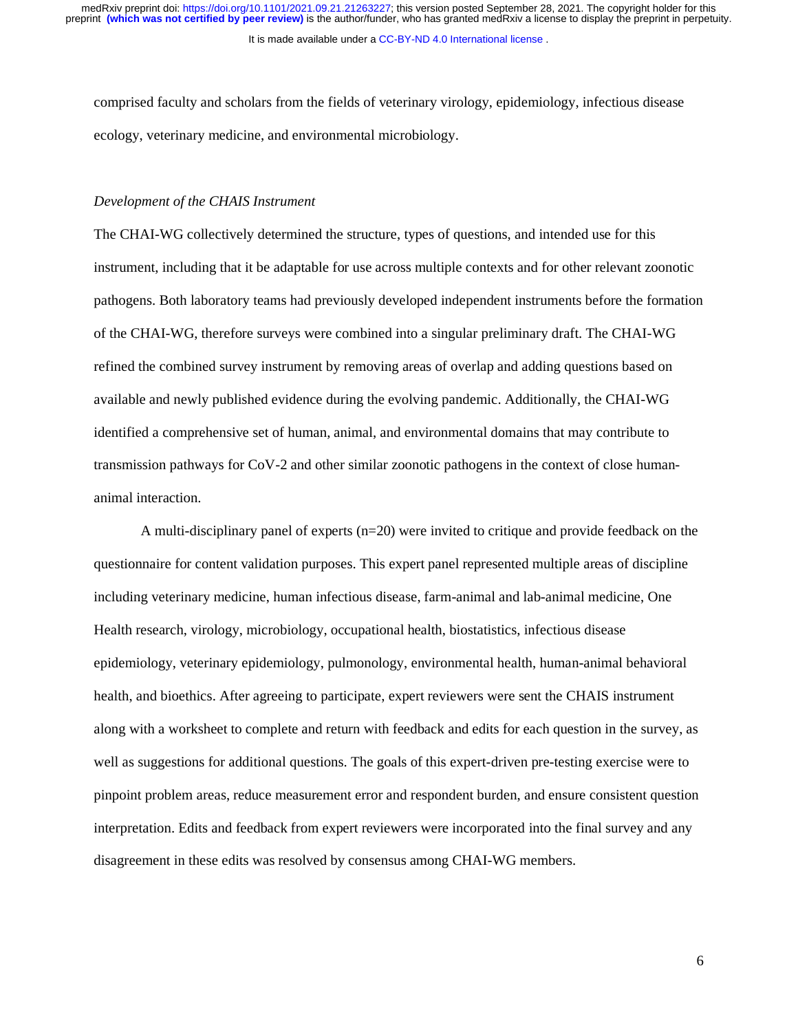comprised faculty and scholars from the fields of veterinary virology, epidemiology, infectious disease ecology, veterinary medicine, and environmental microbiology.

*Development of the CHAIS Instrument*

The CHAI-WG collectively determined the structure, types of questions, and intended use for this instrument, including that it be adaptable for use across multiple contexts and for other relevant zoonotic pathogens. Both laboratory teams had previously developed independent instruments before the formation of the CHAI-WG, therefore surveys were combined into a singular preliminary draft. The CHAI-WG refined the combined survey instrument by removing areas of overlap and adding questions based on available and newly published evidence during the evolving pandemic. Additionally, the CHAI-WG identified a comprehensive set of human, animal, and environmental domains that may contribute to transmission pathways for CoV-2 and other similar zoonotic pathogens in the context of close human-animal interaction.

A multi-disciplinary panel of experts (n=20) were invited to critique and provide feedback on the questionnaire for content validation purposes. This expert panel represented multiple areas of discipline including veterinary medicine, human infectious disease, farm-animal and lab-animal medicine, One Health research, virology, microbiology, occupational health, biostatistics, infectious disease epidemiology, veterinary epidemiology, pulmonology, environmental health, human-animal behavioral health, and bioethics. After agreeing to participate, expert reviewers were sent the CHAIS instrument along with a worksheet to complete and return with feedback and edits for each question in the survey, as well as suggestions for additional questions. The goals of this expert-driven pre-testing exercise were to pinpoint problem areas, reduce measurement error and respondent burden, and ensure consistent question interpretation. Edits and feedback from expert reviewers were incorporated into the final survey and any disagreement in these edits was resolved by consensus among CHAI-WG members.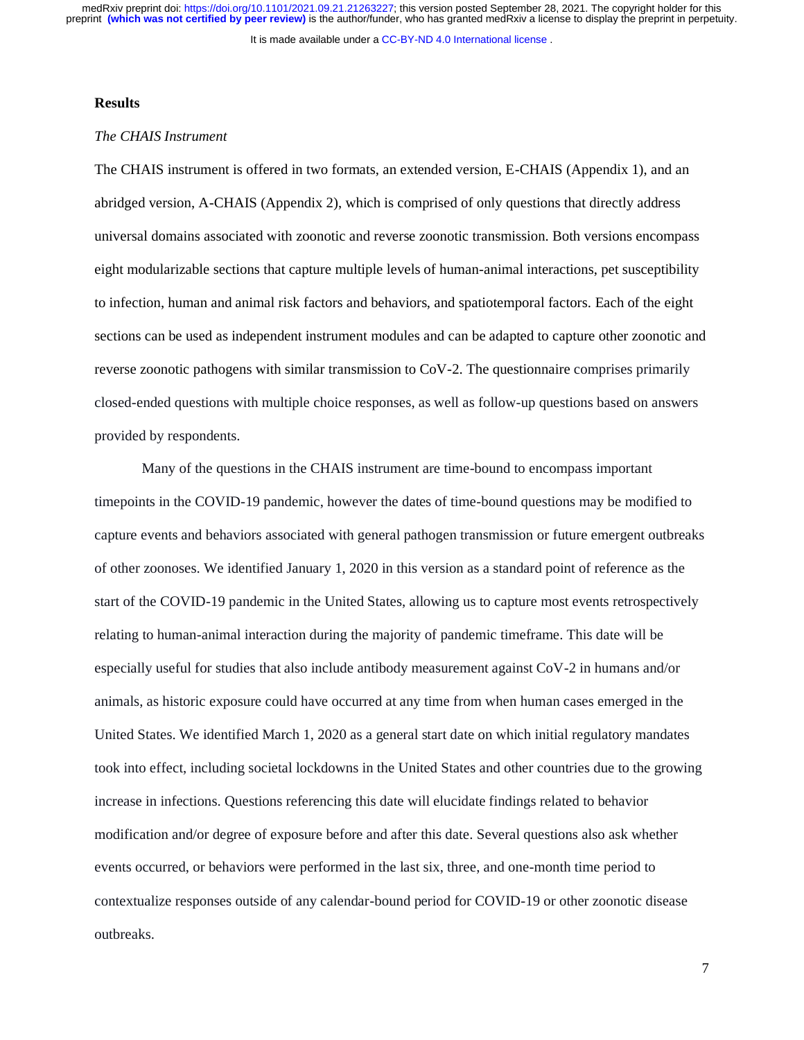## Results

### *The CHAIS Instrument*

The CHAIS instrument is offered in two formats, an extended version, E-CHAIS (Appendix 1), and an abridged version, A-CHAIS (Appendix 2), which is comprised of only questions that directly address universal domains associated with zoonotic and reverse zoonotic transmission. Both versions encompass eight modularizable sections that capture multiple levels of human-animal interactions, pet susceptibility to infection, human and animal risk factors and behaviors, and spatiotemporal factors. Each of the eight sections can be used as independent instrument modules and can be adapted to capture other zoonotic and reverse zoonotic pathogens with similar transmission to CoV-2. The questionnaire comprises primarily closed-ended questions with multiple choice responses, as well as follow-up questions based on answers provided by respondents.

Many of the questions in the CHAIS instrument are time-bound to encompass important timepoints in the COVID-19 pandemic, however the dates of time-bound questions may be modified to capture events and behaviors associated with general pathogen transmission or future emergent outbreaks of other zoonoses. We identified January 1, 2020 in this version as a standard point of reference as the start of the COVID-19 pandemic in the United States, allowing us to capture most events retrospectively relating to human-animal interaction during the majority of pandemic timeframe. This date will be especially useful for studies that also include antibody measurement against CoV-2 in humans and/or animals, as historic exposure could have occurred at any time from when human cases emerged in the United States. We identified March 1, 2020 as a general start date on which initial regulatory mandates took into effect, including societal lockdowns in the United States and other countries due to the growing increase in infections. Questions referencing this date will elucidate findings related to behavior modification and/or degree of exposure before and after this date. Several questions also ask whether events occurred, or behaviors were performed in the last six, three, and one-month time period to contextualize responses outside of any calendar-bound period for COVID-19 or other zoonotic disease outbreaks.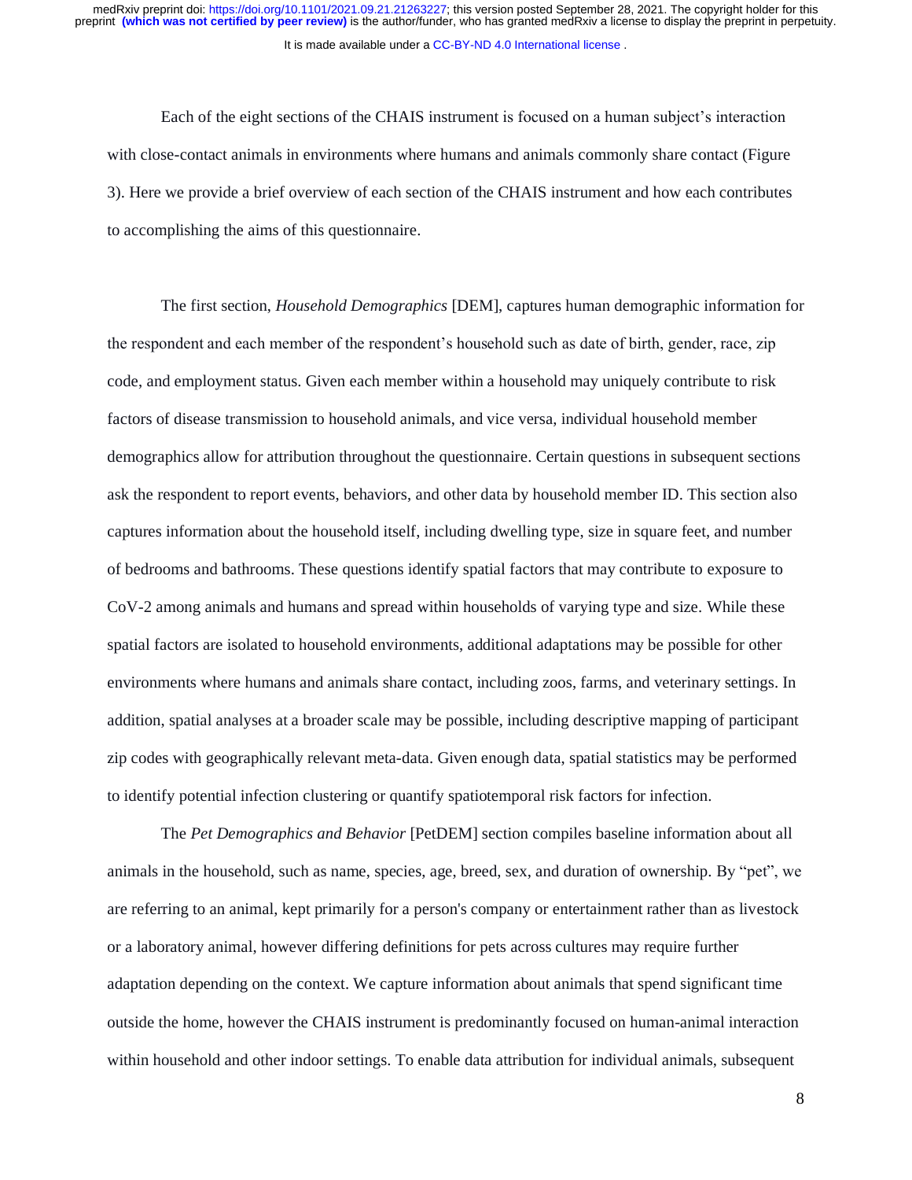Each of the eight sections of the CHAIS instrument is focused on a human subject's interaction with close-contact animals in environments where humans and animals commonly share contact (Figure 3). Here we provide a brief overview of each section of the CHAIS instrument and how each contributes to accomplishing the aims of this questionnaire.

The first section, *Household Demographics* [DEM], captures human demographic information for the respondent and each member of the respondent's household such as date of birth, gender, race, zip code, and employment status. Given each member within a household may uniquely contribute to risk factors of disease transmission to household animals, and vice versa, individual household member demographics allow for attribution throughout the questionnaire. Certain questions in subsequent sections ask the respondent to report events, behaviors, and other data by household member ID. This section also captures information about the household itself, including dwelling type, size in square feet, and number of bedrooms and bathrooms. These questions identify spatial factors that may contribute to exposure to CoV-2 among animals and humans and spread within households of varying type and size. While these spatial factors are isolated to household environments, additional adaptations may be possible for other environments where humans and animals share contact, including zoos, farms, and veterinary settings. In addition, spatial analyses at a broader scale may be possible, including descriptive mapping of participant zip codes with geographically relevant meta-data. Given enough data, spatial statistics may be performed to identify potential infection clustering or quantify spatiotemporal risk factors for infection.

The *Pet Demographics and Behavior* [PetDEM] section compiles baseline information about all animals in the household, such as name, species, age, breed, sex, and duration of ownership. By "pet", we are referring to an animal, kept primarily for a person's company or entertainment rather than as livestock or a laboratory animal, however differing definitions for pets across cultures may require further adaptation depending on the context. We capture information about animals that spend significant time outside the home, however the CHAIS instrument is predominantly focused on human-animal interaction within household and other indoor settings. To enable data attribution for individual animals, subsequent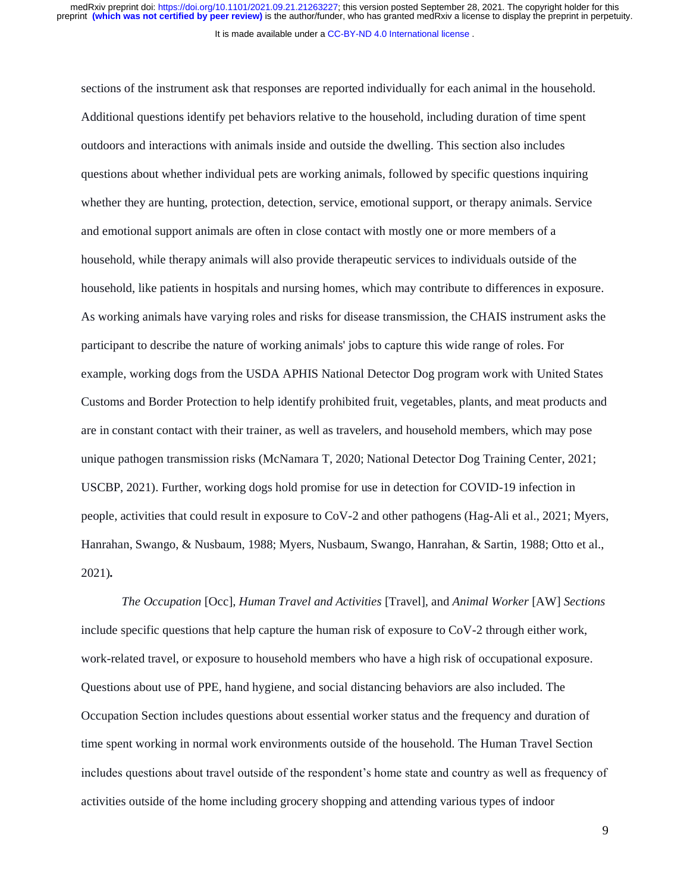sections of the instrument ask that responses are reported individually for each animal in the household. Additional questions identify pet behaviors relative to the household, including duration of time spent outdoors and interactions with animals inside and outside the dwelling. This section also includes questions about whether individual pets are working animals, followed by specific questions inquiring whether they are hunting, protection, detection, service, emotional support, or therapy animals. Service and emotional support animals are often in close contact with mostly one or more members of a household, while therapy animals will also provide therapeutic services to individuals outside of the household, like patients in hospitals and nursing homes, which may contribute to differences in exposure. As working animals have varying roles and risks for disease transmission, the CHAIS instrument asks the participant to describe the nature of working animals' jobs to capture this wide range of roles. For example, working dogs from the USDA APHIS National Detector Dog program work with United States Customs and Border Protection to help identify prohibited fruit, vegetables, plants, and meat products and are in constant contact with their trainer, as well as travelers, and household members, which may pose unique pathogen transmission risks (McNamara T, 2020; National Detector Dog Training Center, 2021; USCBP, 2021). Further, working dogs hold promise for use in detection for COVID-19 infection in people, activities that could result in exposure to CoV-2 and other pathogens (Hag-Ali et al., 2021; Myers, Hanrahan, Swango, & Nusbaum, 1988; Myers, Nusbaum, Swango, Hanrahan, & Sartin, 1988; Otto et al., 2021)**.**

*The Occupation* [Occ], *Human Travel and Activities* [Travel], and *Animal Worker* [AW] *Sections* include specific questions that help capture the human risk of exposure to CoV-2 through either work, work-related travel, or exposure to household members who have a high risk of occupational exposure. Questions about use of PPE, hand hygiene, and social distancing behaviors are also included. The Occupation Section includes questions about essential worker status and the frequency and duration of time spent working in normal work environments outside of the household. The Human Travel Section includes questions about travel outside of the respondent's home state and country as well as frequency of activities outside of the home including grocery shopping and attending various types of indoor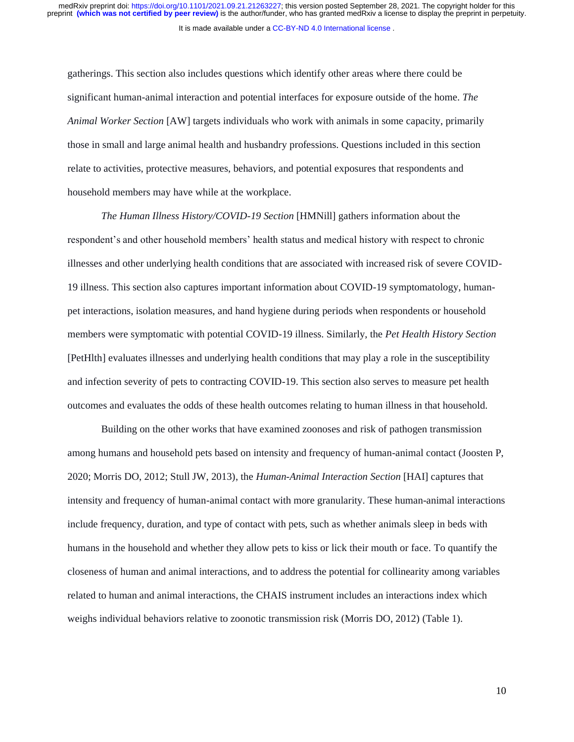gatherings. This section also includes questions which identify other areas where there could be significant human-animal interaction and potential interfaces for exposure outside of the home. *The Animal Worker Section* [AW] targets individuals who work with animals in some capacity, primarily those in small and large animal health and husbandry professions. Questions included in this section relate to activities, protective measures, behaviors, and potential exposures that respondents and household members may have while at the workplace.

*The Human Illness History/COVID-19 Section* [HMNill] gathers information about the respondent's and other household members' health status and medical history with respect to chronic illnesses and other underlying health conditions that are associated with increased risk of severe COVID-19 illness. This section also captures important information about COVID-19 symptomatology, human-pet interactions, isolation measures, and hand hygiene during periods when respondents or household members were symptomatic with potential COVID-19 illness. Similarly, the *Pet Health History Section* [PetHlth] evaluates illnesses and underlying health conditions that may play a role in the susceptibility and infection severity of pets to contracting COVID-19. This section also serves to measure pet health outcomes and evaluates the odds of these health outcomes relating to human illness in that household.

Building on the other works that have examined zoonoses and risk of pathogen transmission among humans and household pets based on intensity and frequency of human-animal contact (Joosten P, 2020; Morris DO, 2012; Stull JW, 2013), the *Human-Animal Interaction Section* [HAI] captures that intensity and frequency of human-animal contact with more granularity. These human-animal interactions include frequency, duration, and type of contact with pets, such as whether animals sleep in beds with humans in the household and whether they allow pets to kiss or lick their mouth or face. To quantify the closeness of human and animal interactions, and to address the potential for collinearity among variables related to human and animal interactions, the CHAIS instrument includes an interactions index which weighs individual behaviors relative to zoonotic transmission risk (Morris DO, 2012) (Table 1).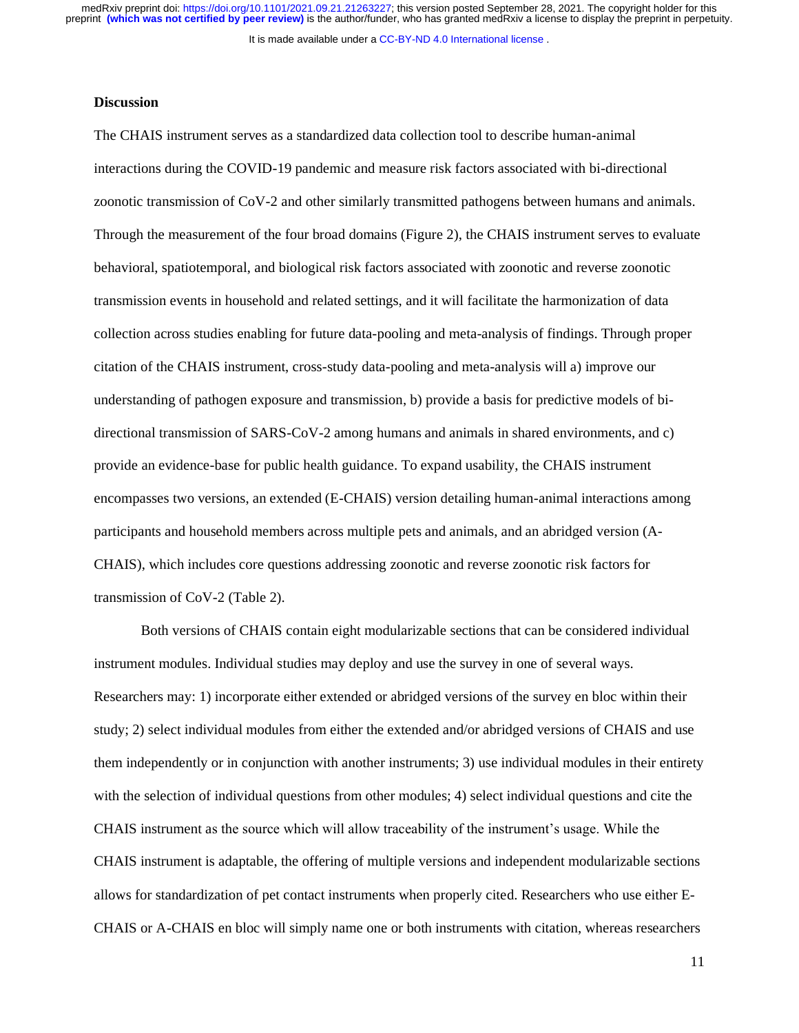**Discussion**

The CHAIS instrument serves as a standardized data collection tool to describe human-animal interactions during the COVID-19 pandemic and measure risk factors associated with bi-directional zoonotic transmission of CoV-2 and other similarly transmitted pathogens between humans and animals. Through the measurement of the four broad domains (Figure 2), the CHAIS instrument serves to evaluate behavioral, spatiotemporal, and biological risk factors associated with zoonotic and reverse zoonotic transmission events in household and related settings, and it will facilitate the harmonization of data collection across studies enabling for future data-pooling and meta-analysis of findings. Through proper citation of the CHAIS instrument, cross-study data-pooling and meta-analysis will a) improve our understanding of pathogen exposure and transmission, b) provide a basis for predictive models of bi-directional transmission of SARS-CoV-2 among humans and animals in shared environments, and c) provide an evidence-base for public health guidance. To expand usability, the CHAIS instrument encompasses two versions, an extended (E-CHAIS) version detailing human-animal interactions among participants and household members across multiple pets and animals, and an abridged version (A-CHAIS), which includes core questions addressing zoonotic and reverse zoonotic risk factors for transmission of CoV-2 (Table 2).

Both versions of CHAIS contain eight modularizable sections that can be considered individual instrument modules. Individual studies may deploy and use the survey in one of several ways. Researchers may: 1) incorporate either extended or abridged versions of the survey en bloc within their study; 2) select individual modules from either the extended and/or abridged versions of CHAIS and use them independently or in conjunction with another instruments; 3) use individual modules in their entirety with the selection of individual questions from other modules; 4) select individual questions and cite the CHAIS instrument as the source which will allow traceability of the instrument's usage. While the CHAIS instrument is adaptable, the offering of multiple versions and independent modularizable sections allows for standardization of pet contact instruments when properly cited. Researchers who use either E-CHAIS or A-CHAIS en bloc will simply name one or both instruments with citation, whereas researchers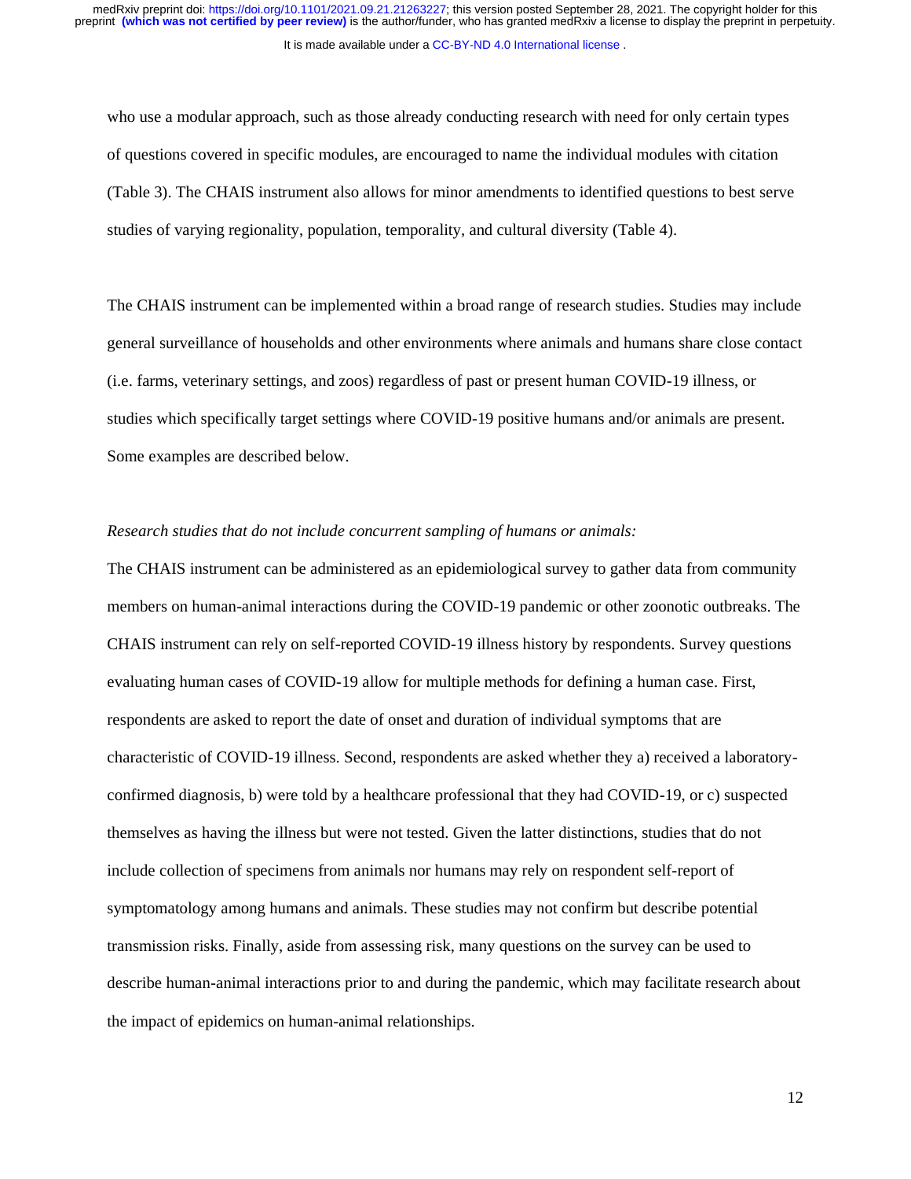who use a modular approach, such as those already conducting research with need for only certain types of questions covered in specific modules, are encouraged to name the individual modules with citation (Table 3). The CHAIS instrument also allows for minor amendments to identified questions to best serve studies of varying regionality, population, temporality, and cultural diversity (Table 4).

The CHAIS instrument can be implemented within a broad range of research studies. Studies may include general surveillance of households and other environments where animals and humans share close contact (i.e. farms, veterinary settings, and zoos) regardless of past or present human COVID-19 illness, or studies which specifically target settings where COVID-19 positive humans and/or animals are present. Some examples are described below.

*Research studies that do not include concurrent sampling of humans or animals:*

The CHAIS instrument can be administered as an epidemiological survey to gather data from community members on human-animal interactions during the COVID-19 pandemic or other zoonotic outbreaks. The CHAIS instrument can rely on self-reported COVID-19 illness history by respondents. Survey questions evaluating human cases of COVID-19 allow for multiple methods for defining a human case. First, respondents are asked to report the date of onset and duration of individual symptoms that are characteristic of COVID-19 illness. Second, respondents are asked whether they a) received a laboratory-confirmed diagnosis, b) were told by a healthcare professional that they had COVID-19, or c) suspected themselves as having the illness but were not tested. Given the latter distinctions, studies that do not include collection of specimens from animals nor humans may rely on respondent self-report of symptomatology among humans and animals. These studies may not confirm but describe potential transmission risks. Finally, aside from assessing risk, many questions on the survey can be used to describe human-animal interactions prior to and during the pandemic, which may facilitate research about the impact of epidemics on human-animal relationships.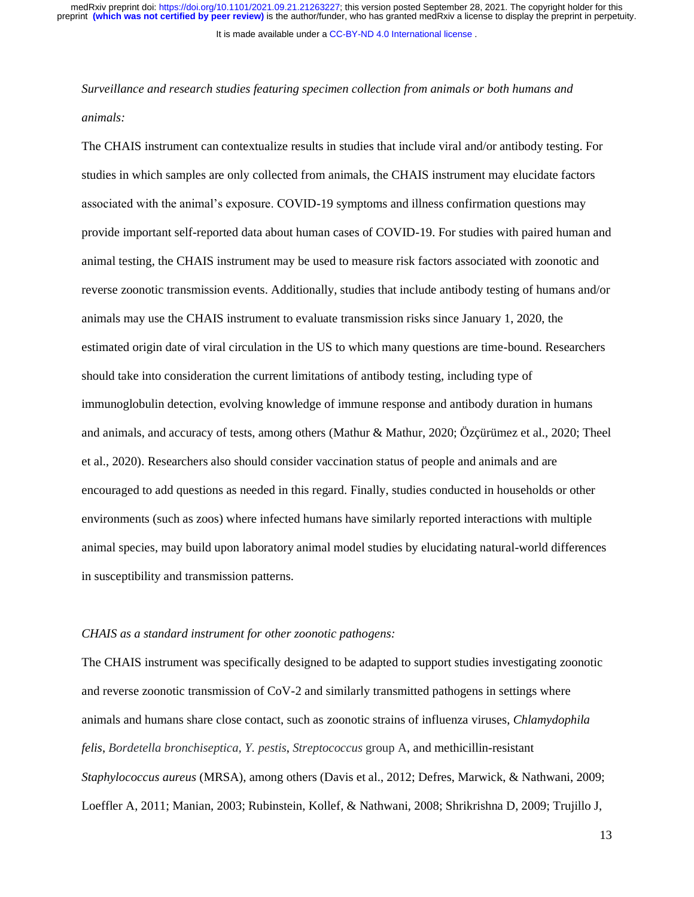*Surveillance and research studies featuring specimen collection from animals or both humans and animals:*

The CHAIS instrument can contextualize results in studies that include viral and/or antibody testing. For studies in which samples are only collected from animals, the CHAIS instrument may elucidate factors associated with the animal's exposure. COVID-19 symptoms and illness confirmation questions may provide important self-reported data about human cases of COVID-19. For studies with paired human and animal testing, the CHAIS instrument may be used to measure risk factors associated with zoonotic and reverse zoonotic transmission events. Additionally, studies that include antibody testing of humans and/or animals may use the CHAIS instrument to evaluate transmission risks since January 1, 2020, the estimated origin date of viral circulation in the US to which many questions are time-bound. Researchers should take into consideration the current limitations of antibody testing, including type of immunoglobulin detection, evolving knowledge of immune response and antibody duration in humans and animals, and accuracy of tests, among others (Mathur & Mathur, 2020; Özçürümez et al., 2020; Theel et al., 2020). Researchers also should consider vaccination status of people and animals and are encouraged to add questions as needed in this regard. Finally, studies conducted in households or other environments (such as zoos) where infected humans have similarly reported interactions with multiple animal species, may build upon laboratory animal model studies by elucidating natural-world differences in susceptibility and transmission patterns.

*CHAIS as a standard instrument for other zoonotic pathogens:*

The CHAIS instrument was specifically designed to be adapted to support studies investigating zoonotic and reverse zoonotic transmission of CoV-2 and similarly transmitted pathogens in settings where animals and humans share close contact, such as zoonotic strains of influenza viruses, *Chlamydophila felis*, *Bordetella bronchiseptica, Y. pestis*, *Streptococcus* group A, and methicillin-resistant *Staphylococcus aureus* (MRSA), among others (Davis et al., 2012; Defres, Marwick, & Nathwani, 2009; Loeffler A, 2011; Manian, 2003; Rubinstein, Kollef, & Nathwani, 2008; Shrikrishna D, 2009; Trujillo J,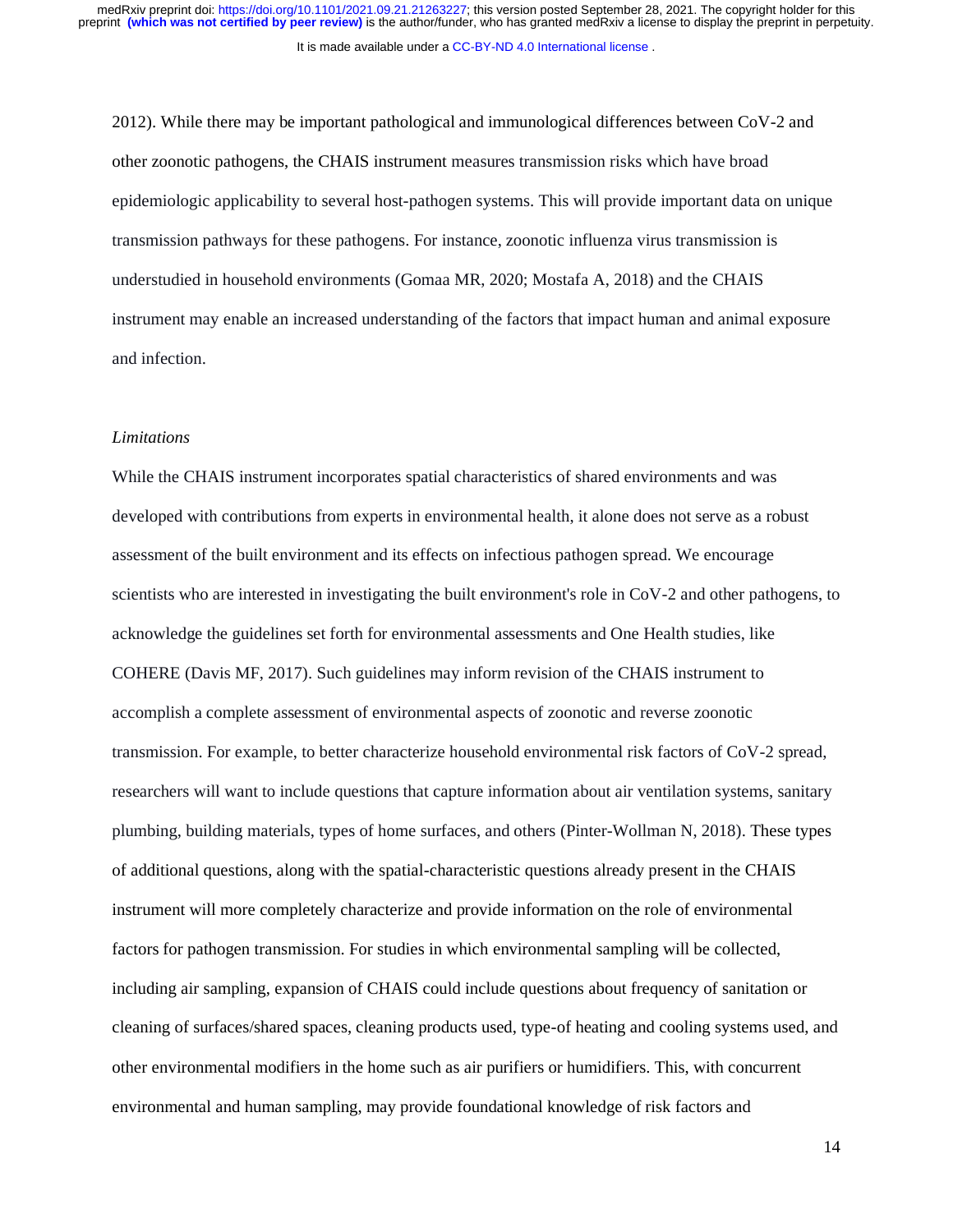2012). While there may be important pathological and immunological differences between CoV-2 and other zoonotic pathogens, the CHAIS instrument measures transmission risks which have broad epidemiologic applicability to several host-pathogen systems. This will provide important data on unique transmission pathways for these pathogens. For instance, zoonotic influenza virus transmission is understudied in household environments (Gomaa MR, 2020; Mostafa A, 2018) and the CHAIS instrument may enable an increased understanding of the factors that impact human and animal exposure and infection.

*Limitations*

While the CHAIS instrument incorporates spatial characteristics of shared environments and was developed with contributions from experts in environmental health, it alone does not serve as a robust assessment of the built environment and its effects on infectious pathogen spread. We encourage scientists who are interested in investigating the built environment's role in CoV-2 and other pathogens, to acknowledge the guidelines set forth for environmental assessments and One Health studies, like COHERE (Davis MF, 2017). Such guidelines may inform revision of the CHAIS instrument to accomplish a complete assessment of environmental aspects of zoonotic and reverse zoonotic transmission. For example, to better characterize household environmental risk factors of CoV-2 spread, researchers will want to include questions that capture information about air ventilation systems, sanitary plumbing, building materials, types of home surfaces, and others (Pinter-Wollman N, 2018). These types of additional questions, along with the spatial-characteristic questions already present in the CHAIS instrument will more completely characterize and provide information on the role of environmental factors for pathogen transmission. For studies in which environmental sampling will be collected, including air sampling, expansion of CHAIS could include questions about frequency of sanitation or cleaning of surfaces/shared spaces, cleaning products used, type-of heating and cooling systems used, and other environmental modifiers in the home such as air purifiers or humidifiers. This, with concurrent environmental and human sampling, may provide foundational knowledge of risk factors and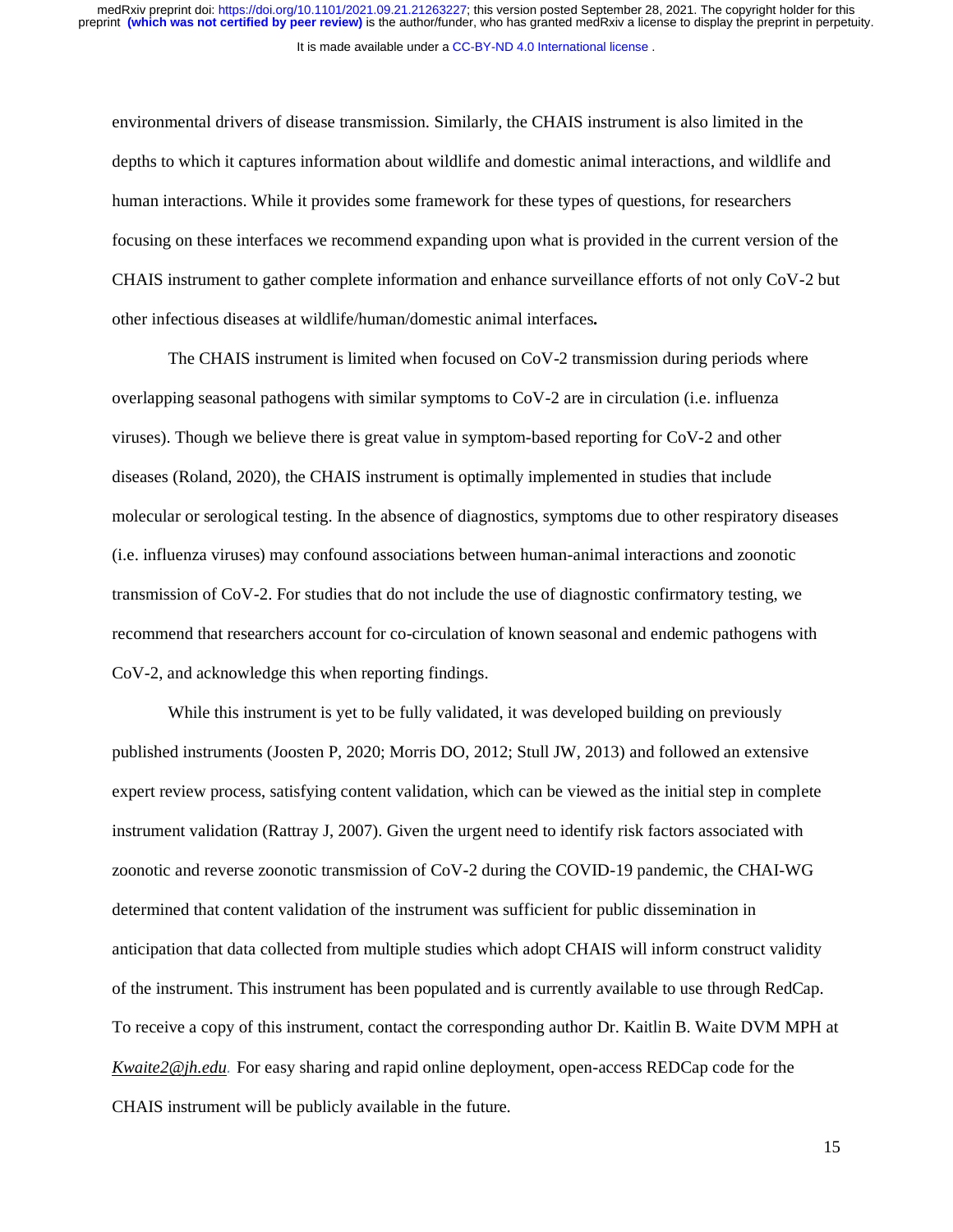environmental drivers of disease transmission. Similarly, the CHAIS instrument is also limited in the depths to which it captures information about wildlife and domestic animal interactions, and wildlife and human interactions. While it provides some framework for these types of questions, for researchers focusing on these interfaces we recommend expanding upon what is provided in the current version of the CHAIS instrument to gather complete information and enhance surveillance efforts of not only CoV-2 but other infectious diseases at wildlife/human/domestic animal interfaces**.**

The CHAIS instrument is limited when focused on CoV-2 transmission during periods where overlapping seasonal pathogens with similar symptoms to CoV-2 are in circulation (i.e. influenza viruses). Though we believe there is great value in symptom-based reporting for CoV-2 and other diseases (Roland, 2020), the CHAIS instrument is optimally implemented in studies that include molecular or serological testing. In the absence of diagnostics, symptoms due to other respiratory diseases (i.e. influenza viruses) may confound associations between human-animal interactions and zoonotic transmission of CoV-2. For studies that do not include the use of diagnostic confirmatory testing, we recommend that researchers account for co-circulation of known seasonal and endemic pathogens with CoV-2, and acknowledge this when reporting findings.

While this instrument is yet to be fully validated, it was developed building on previously published instruments (Joosten P, 2020; Morris DO, 2012; Stull JW, 2013) and followed an extensive expert review process, satisfying content validation, which can be viewed as the initial step in complete instrument validation (Rattray J, 2007). Given the urgent need to identify risk factors associated with zoonotic and reverse zoonotic transmission of CoV-2 during the COVID-19 pandemic, the CHAI-WG determined that content validation of the instrument was sufficient for public dissemination in anticipation that data collected from multiple studies which adopt CHAIS will inform construct validity of the instrument. This instrument has been populated and is currently available to use through RedCap. To receive a copy of this instrument, contact the corresponding author Dr. Kaitlin B. Waite DVM MPH at *Kwaite2@jh.edu*. For easy sharing and rapid online deployment, open-access REDCap code for the CHAIS instrument will be publicly available in the future.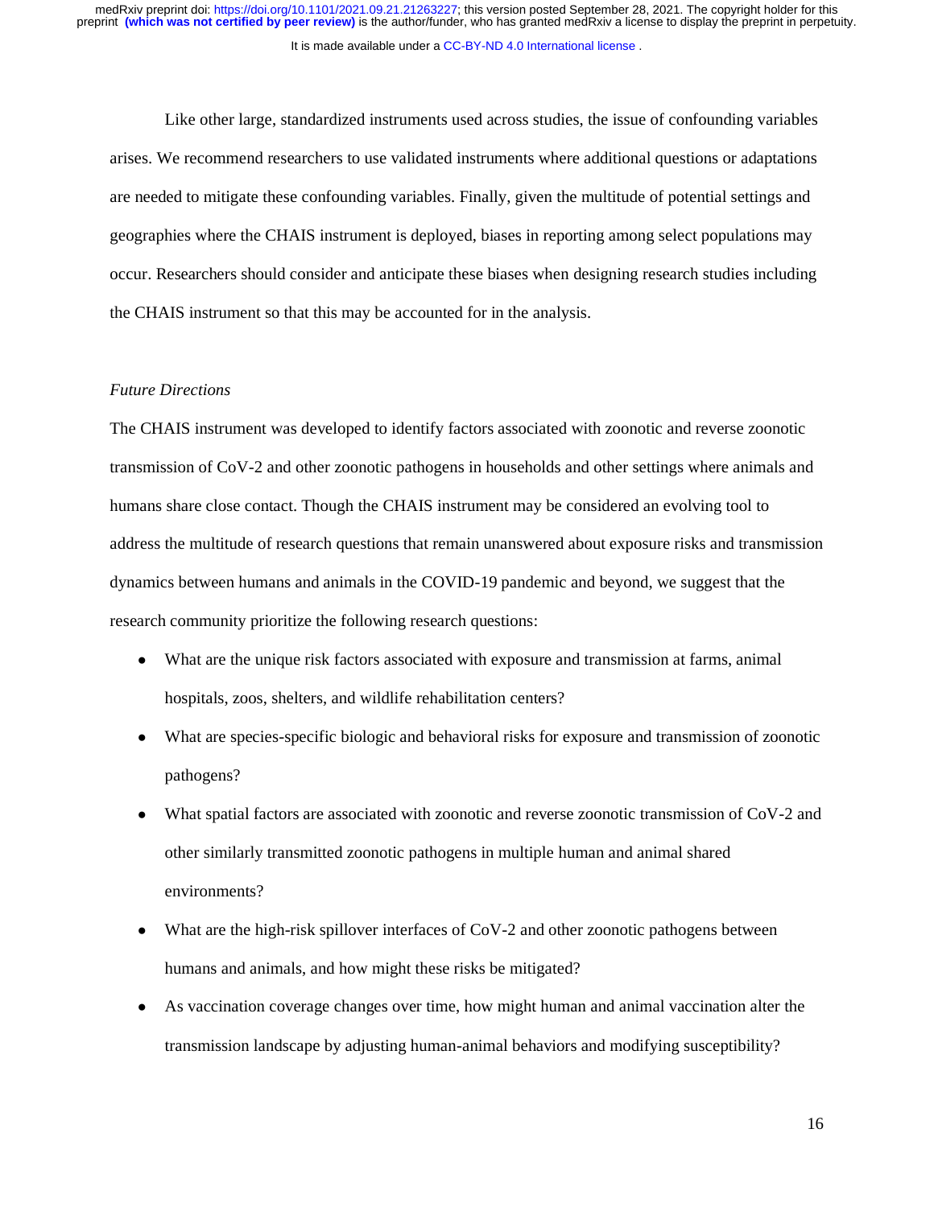Like other large, standardized instruments used across studies, the issue of confounding variables arises. We recommend researchers to use validated instruments where additional questions or adaptations are needed to mitigate these confounding variables. Finally, given the multitude of potential settings and geographies where the CHAIS instrument is deployed, biases in reporting among select populations may occur. Researchers should consider and anticipate these biases when designing research studies including the CHAIS instrument so that this may be accounted for in the analysis.

*Future Directions*

The CHAIS instrument was developed to identify factors associated with zoonotic and reverse zoonotic transmission of CoV-2 and other zoonotic pathogens in households and other settings where animals and humans share close contact. Though the CHAIS instrument may be considered an evolving tool to address the multitude of research questions that remain unanswered about exposure risks and transmission dynamics between humans and animals in the COVID-19 pandemic and beyond, we suggest that the research community prioritize the following research questions:

- What are the unique risk factors associated with exposure and transmission at farms, animal hospitals, zoos, shelters, and wildlife rehabilitation centers?
- What are species-specific biologic and behavioral risks for exposure and transmission of zoonotic pathogens?
- What spatial factors are associated with zoonotic and reverse zoonotic transmission of CoV-2 and other similarly transmitted zoonotic pathogens in multiple human and animal shared environments?
- What are the high-risk spillover interfaces of CoV-2 and other zoonotic pathogens between humans and animals, and how might these risks be mitigated?
- As vaccination coverage changes over time, how might human and animal vaccination alter the transmission landscape by adjusting human-animal behaviors and modifying susceptibility?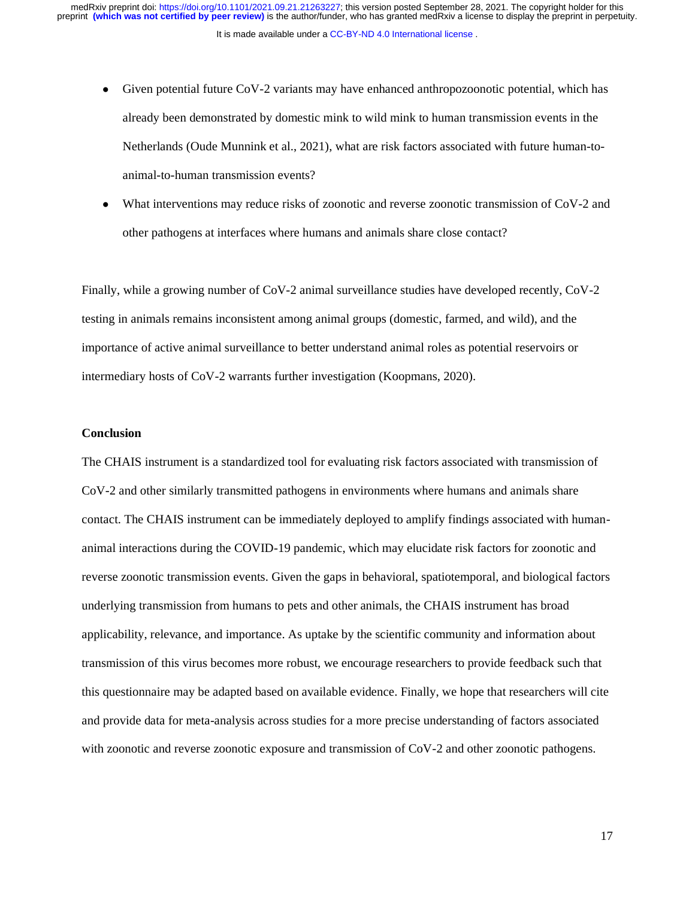- Given potential future CoV-2 variants may have enhanced anthropozoonotic potential, which has already been demonstrated by domestic mink to wild mink to human transmission events in the Netherlands (Oude Munnink et al., 2021), what are risk factors associated with future human-to-animal-to-human transmission events?
- What interventions may reduce risks of zoonotic and reverse zoonotic transmission of CoV-2 and other pathogens at interfaces where humans and animals share close contact?

Finally, while a growing number of CoV-2 animal surveillance studies have developed recently, CoV-2 testing in animals remains inconsistent among animal groups (domestic, farmed, and wild), and the importance of active animal surveillance to better understand animal roles as potential reservoirs or intermediary hosts of CoV-2 warrants further investigation (Koopmans, 2020).

**Conclusion**

The CHAIS instrument is a standardized tool for evaluating risk factors associated with transmission of CoV-2 and other similarly transmitted pathogens in environments where humans and animals share contact. The CHAIS instrument can be immediately deployed to amplify findings associated with human-animal interactions during the COVID-19 pandemic, which may elucidate risk factors for zoonotic and reverse zoonotic transmission events. Given the gaps in behavioral, spatiotemporal, and biological factors underlying transmission from humans to pets and other animals, the CHAIS instrument has broad applicability, relevance, and importance. As uptake by the scientific community and information about transmission of this virus becomes more robust, we encourage researchers to provide feedback such that this questionnaire may be adapted based on available evidence. Finally, we hope that researchers will cite and provide data for meta-analysis across studies for a more precise understanding of factors associated with zoonotic and reverse zoonotic exposure and transmission of CoV-2 and other zoonotic pathogens.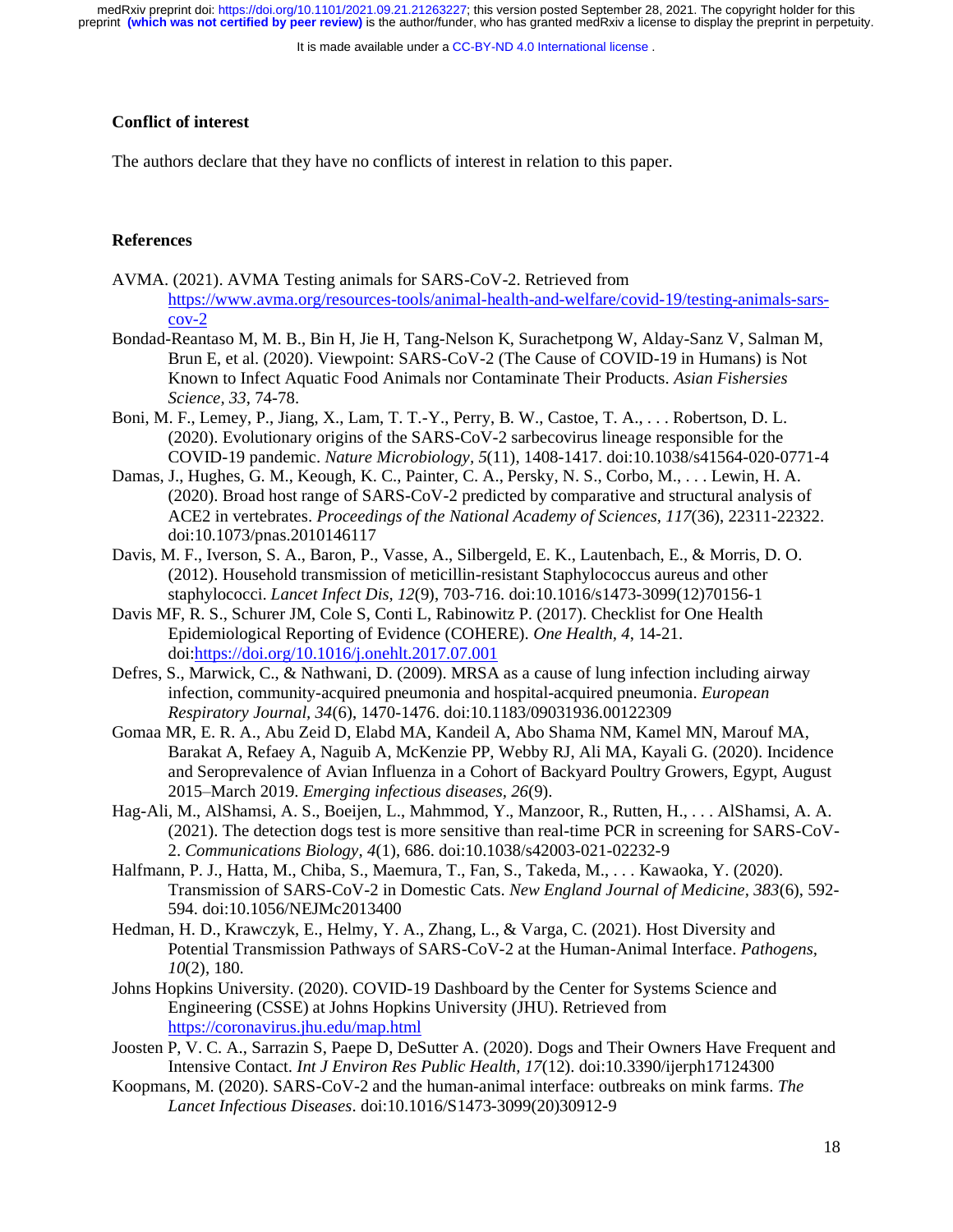**Conflict of interest**

The authors declare that they have no conflicts of interest in relation to this paper.

**References**

AVMA. (2021). AVMA Testing animals for SARS-CoV-2. Retrieved from https://www.avma.org/resources-tools/animal-health-and-welfare/covid-19/testing-animals-sars-cov-2

Bondad-Reantaso M, M. B., Bin H, Jie H, Tang-Nelson K, Surachetpong W, Alday-Sanz V, Salman M, Brun E, et al. (2020). Viewpoint: SARS-CoV-2 (The Cause of COVID-19 in Humans) is Not Known to Infect Aquatic Food Animals nor Contaminate Their Products. *Asian Fisheries Science, 33*, 74-78.

Boni, M. F., Lemey, P., Jiang, X., Lam, T. T.-Y., Perry, B. W., Castoe, T. A., . . . Robertson, D. L. (2020). Evolutionary origins of the SARS-CoV-2 sarbecovirus lineage responsible for the COVID-19 pandemic. *Nature Microbiology, 5*(11), 1408-1417. doi:10.1038/s41564-020-0771-4

Damas, J., Hughes, G. M., Keough, K. C., Painter, C. A., Persky, N. S., Corbo, M., . . . Lewin, H. A. (2020). Broad host range of SARS-CoV-2 predicted by comparative and structural analysis of ACE2 in vertebrates. *Proceedings of the National Academy of Sciences, 117*(36), 22311-22322. doi:10.1073/pnas.2010146117

Davis, M. F., Iverson, S. A., Baron, P., Vasse, A., Silbergeld, E. K., Lautenbach, E., & Morris, D. O. (2012). Household transmission of meticillin-resistant Staphylococcus aureus and other staphylococci. *Lancet Infect Dis, 12*(9), 703-716. doi:10.1016/s1473-3099(12)70156-1

Davis MF, R. S., Schurer JM, Cole S, Conti L, Rabinowitz P. (2017). Checklist for One Health Epidemiological Reporting of Evidence (COHERE). *One Health, 4*, 14-21. doi:https://doi.org/10.1016/j.onehlt.2017.07.001

Defres, S., Marwick, C., & Nathwani, D. (2009). MRSA as a cause of lung infection including airway infection, community-acquired pneumonia and hospital-acquired pneumonia. *European Respiratory Journal, 34*(6), 1470-1476. doi:10.1183/09031936.00122309

Gomaa MR, E. R. A., Abu Zeid D, Elabd MA, Kandeil A, Abo Shama NM, Kamel MN, Marouf MA, Barakat A, Refaey A, Naguib A, McKenzie PP, Webby RJ, Ali MA, Kayali G. (2020). Incidence and Seroprevalence of Avian Influenza in a Cohort of Backyard Poultry Growers, Egypt, August 2015–March 2019. *Emerging infectious diseases, 26*(9).

Hag-Ali, M., AlShamsi, A. S., Boeijen, L., Mahmmod, Y., Manzoor, R., Rutten, H., . . . AlShamsi, A. A. (2021). The detection dogs test is more sensitive than real-time PCR in screening for SARS-CoV-2. *Communications Biology, 4*(1), 686. doi:10.1038/s42003-021-02232-9

Halfmann, P. J., Hatta, M., Chiba, S., Maemura, T., Fan, S., Takeda, M., . . . Kawaoka, Y. (2020). Transmission of SARS-CoV-2 in Domestic Cats. *New England Journal of Medicine, 383*(6), 592-594. doi:10.1056/NEJMc2013400

Hedman, H. D., Krawczyk, E., Helmy, Y. A., Zhang, L., & Varga, C. (2021). Host Diversity and Potential Transmission Pathways of SARS-CoV-2 at the Human-Animal Interface. *Pathogens, 10*(2), 180.

Johns Hopkins University. (2020). COVID-19 Dashboard by the Center for Systems Science and Engineering (CSSE) at Johns Hopkins University (JHU). Retrieved from https://coronavirus.jhu.edu/map.html

Joosten P, V. C. A., Sarrazin S, Paepe D, DeSutter A. (2020). Dogs and Their Owners Have Frequent and Intensive Contact. *Int J Environ Res Public Health, 17*(12). doi:10.3390/ijerph17124300

Koopmans, M. (2020). SARS-CoV-2 and the human-animal interface: outbreaks on mink farms. *The Lancet Infectious Diseases*. doi:10.1016/S1473-3099(20)30912-9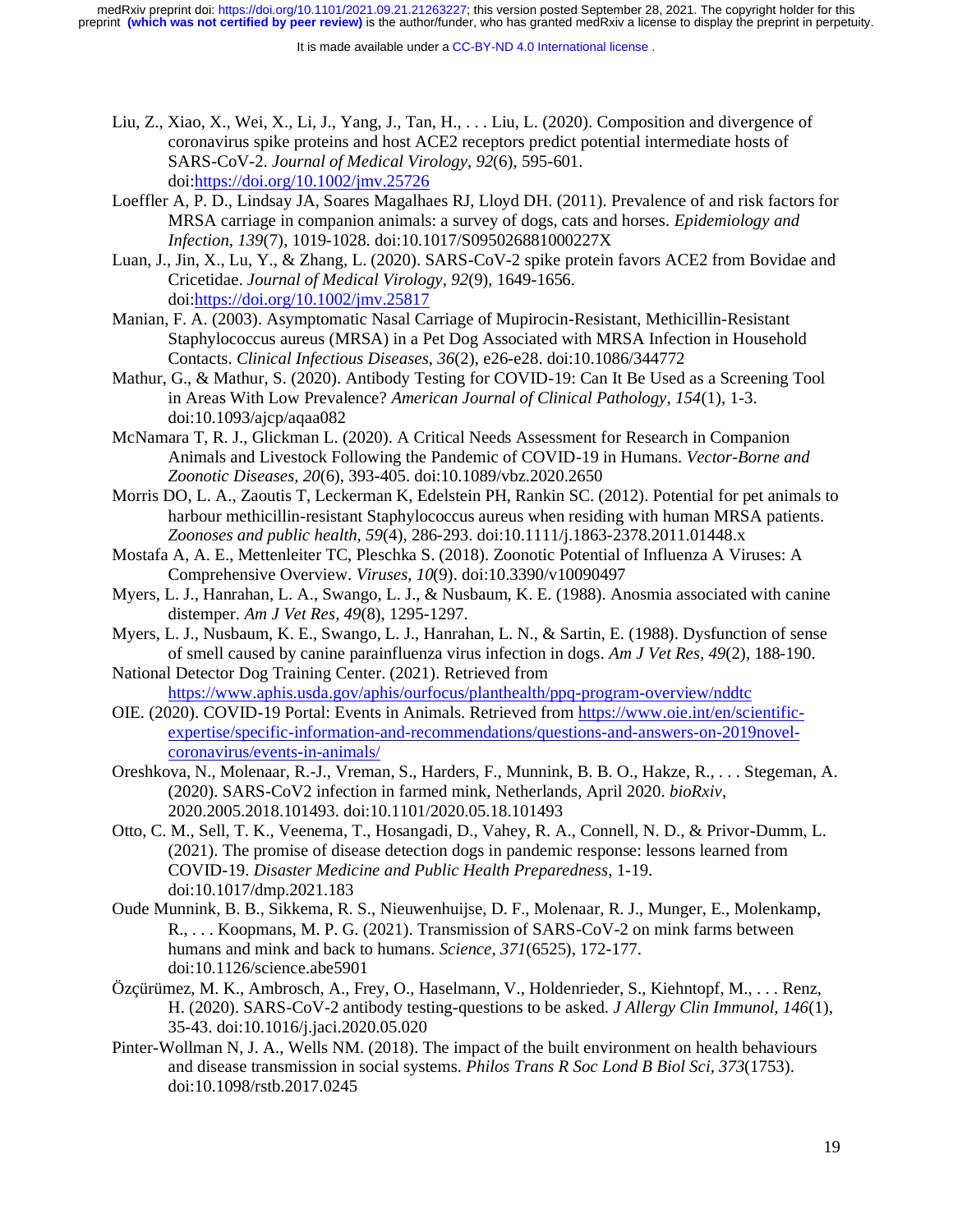Liu, Z., Xiao, X., Wei, X., Li, J., Yang, J., Tan, H., . . . Liu, L. (2020). Composition and divergence of coronavirus spike proteins and host ACE2 receptors predict potential intermediate hosts of SARS-CoV-2. *Journal of Medical Virology, 92*(6), 595-601. doi:https://doi.org/10.1002/jmv.25726

Loeffler A, P. D., Lindsay JA, Soares Magalhaes RJ, Lloyd DH. (2011). Prevalence of and risk factors for MRSA carriage in companion animals: a survey of dogs, cats and horses. *Epidemiology and Infection, 139*(7), 1019-1028. doi:10.1017/S095026881000227X

Luan, J., Jin, X., Lu, Y., & Zhang, L. (2020). SARS-CoV-2 spike protein favors ACE2 from Bovidae and Cricetidae. *Journal of Medical Virology, 92*(9), 1649-1656. doi:https://doi.org/10.1002/jmv.25817

Manian, F. A. (2003). Asymptomatic Nasal Carriage of Mupirocin-Resistant, Methicillin-Resistant Staphylococcus aureus (MRSA) in a Pet Dog Associated with MRSA Infection in Household Contacts. *Clinical Infectious Diseases, 36*(2), e26-e28. doi:10.1086/344772

Mathur, G., & Mathur, S. (2020). Antibody Testing for COVID-19: Can It Be Used as a Screening Tool in Areas With Low Prevalence? *American Journal of Clinical Pathology, 154*(1), 1-3. doi:10.1093/ajcp/aqaa082

McNamara T, R. J., Glickman L. (2020). A Critical Needs Assessment for Research in Companion Animals and Livestock Following the Pandemic of COVID-19 in Humans. *Vector-Borne and Zoonotic Diseases, 20*(6), 393-405. doi:10.1089/vbz.2020.2650

Morris DO, L. A., Zaoutis T, Leckerman K, Edelstein PH, Rankin SC. (2012). Potential for pet animals to harbour methicillin-resistant Staphylococcus aureus when residing with human MRSA patients. *Zoonoses and public health, 59*(4), 286-293. doi:10.1111/j.1863-2378.2011.01448.x

Mostafa A, A. E., Mettenleiter TC, Pleschka S. (2018). Zoonotic Potential of Influenza A Viruses: A Comprehensive Overview. *Viruses, 10*(9). doi:10.3390/v10090497

Myers, L. J., Hanrahan, L. A., Swango, L. J., & Nusbaum, K. E. (1988). Anosmia associated with canine distemper. *Am J Vet Res, 49*(8), 1295-1297.

Myers, L. J., Nusbaum, K. E., Swango, L. J., Hanrahan, L. N., & Sartin, E. (1988). Dysfunction of sense of smell caused by canine parainfluenza virus infection in dogs. *Am J Vet Res, 49*(2), 188-190.

National Detector Dog Training Center. (2021). Retrieved from https://www.aphis.usda.gov/aphis/ourfocus/planthealth/ppq-program-overview/nddtc

OIE. (2020). COVID-19 Portal: Events in Animals. Retrieved from https://www.oie.int/en/scientific-expertise/specific-information-and-recommendations/questions-and-answers-on-2019novel-coronavirus/events-in-animals/

Oreshkova, N., Molenaar, R.-J., Vreman, S., Harders, F., Munnink, B. B. O., Hakze, R., . . . Stegeman, A. (2020). SARS-CoV2 infection in farmed mink, Netherlands, April 2020. *bioRxiv*, 2020.2005.2018.101493. doi:10.1101/2020.05.18.101493

Otto, C. M., Sell, T. K., Veenema, T., Hosangadi, D., Vahey, R. A., Connell, N. D., & Privor-Dumm, L. (2021). The promise of disease detection dogs in pandemic response: lessons learned from COVID-19. *Disaster Medicine and Public Health Preparedness*, 1-19. doi:10.1017/dmp.2021.183

Oude Munnink, B. B., Sikkema, R. S., Nieuwenhuijse, D. F., Molenaar, R. J., Munger, E., Molenkamp, R., . . . Koopmans, M. P. G. (2021). Transmission of SARS-CoV-2 on mink farms between humans and mink and back to humans. *Science, 371*(6525), 172-177. doi:10.1126/science.abe5901

Özçürümez, M. K., Ambrosch, A., Frey, O., Haselmann, V., Holdenrieder, S., Kiehntopf, M., . . . Renz, H. (2020). SARS-CoV-2 antibody testing-questions to be asked. *J Allergy Clin Immunol, 146*(1), 35-43. doi:10.1016/j.jaci.2020.05.020

Pinter-Wollman N, J. A., Wells NM. (2018). The impact of the built environment on health behaviours and disease transmission in social systems. *Philos Trans R Soc Lond B Biol Sci, 373*(1753). doi:10.1098/rstb.2017.0245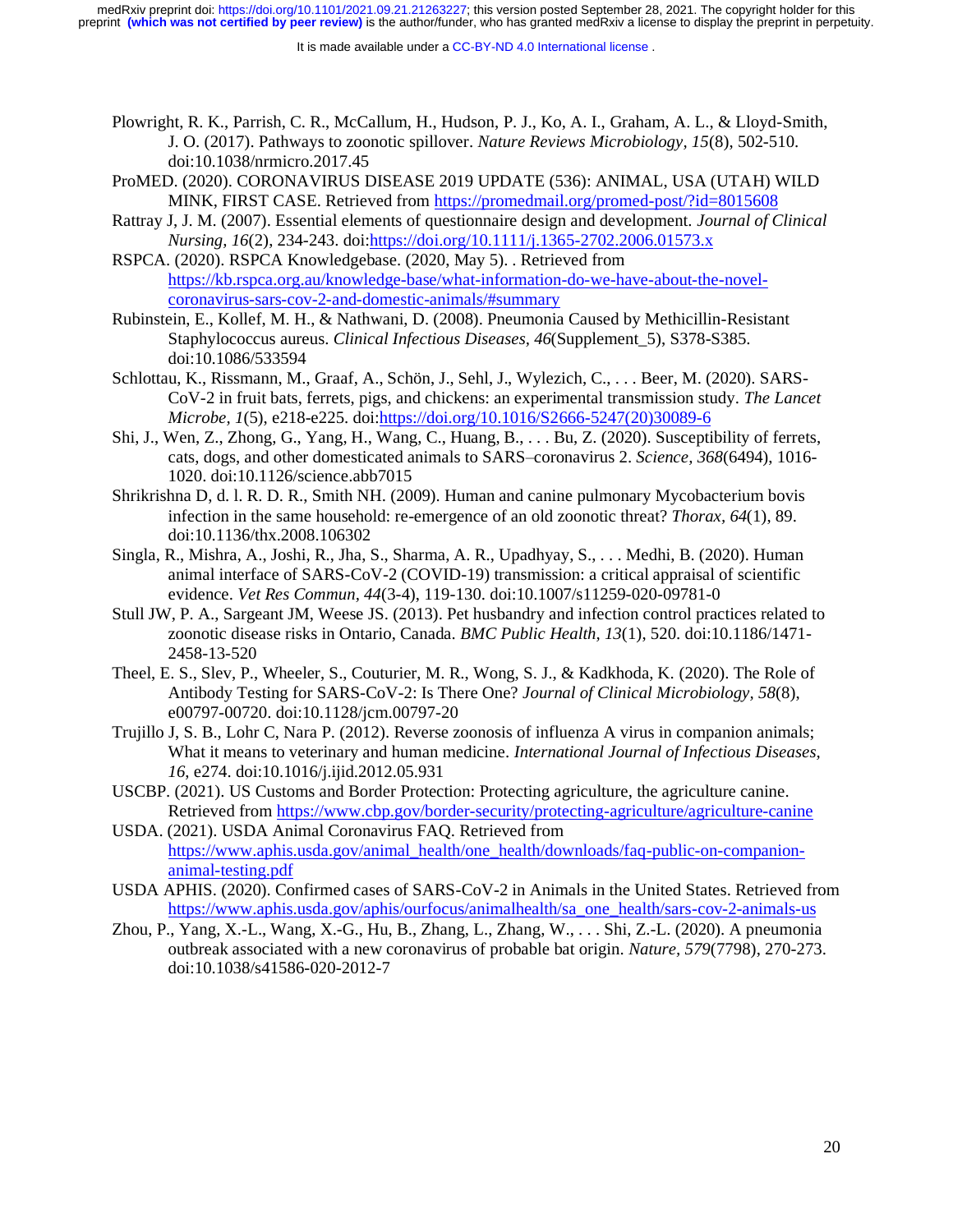Plowright, R. K., Parrish, C. R., McCallum, H., Hudson, P. J., Ko, A. I., Graham, A. L., & Lloyd-Smith, J. O. (2017). Pathways to zoonotic spillover. *Nature Reviews Microbiology, 15*(8), 502-510. doi:10.1038/nrmicro.2017.45

ProMED. (2020). CORONAVIRUS DISEASE 2019 UPDATE (536): ANIMAL, USA (UTAH) WILD MINK, FIRST CASE. Retrieved from https://promedmail.org/promed-post/?id=8015608

Rattray J, J. M. (2007). Essential elements of questionnaire design and development. *Journal of Clinical Nursing, 16*(2), 234-243. doi:https://doi.org/10.1111/j.1365-2702.2006.01573.x

RSPCA. (2020). RSPCA Knowledgebase. (2020, May 5). . Retrieved from https://kb.rspca.org.au/knowledge-base/what-information-do-we-have-about-the-novel-coronavirus-sars-cov-2-and-domestic-animals/#summary

Rubinstein, E., Kollef, M. H., & Nathwani, D. (2008). Pneumonia Caused by Methicillin-Resistant Staphylococcus aureus. *Clinical Infectious Diseases, 46*(Supplement_5), S378-S385. doi:10.1086/533594

Schlottau, K., Rissmann, M., Graaf, A., Schön, J., Sehl, J., Wylezich, C., . . . Beer, M. (2020). SARS-CoV-2 in fruit bats, ferrets, pigs, and chickens: an experimental transmission study. *The Lancet Microbe, 1*(5), e218-e225. doi:https://doi.org/10.1016/S2666-5247(20)30089-6

Shi, J., Wen, Z., Zhong, G., Yang, H., Wang, C., Huang, B., . . . Bu, Z. (2020). Susceptibility of ferrets, cats, dogs, and other domesticated animals to SARS–coronavirus 2. *Science, 368*(6494), 1016-1020. doi:10.1126/science.abb7015

Shrikrishna D, d. l. R. D. R., Smith NH. (2009). Human and canine pulmonary Mycobacterium bovis infection in the same household: re-emergence of an old zoonotic threat? *Thorax, 64*(1), 89. doi:10.1136/thx.2008.106302

Singla, R., Mishra, A., Joshi, R., Jha, S., Sharma, A. R., Upadhyay, S., . . . Medhi, B. (2020). Human animal interface of SARS-CoV-2 (COVID-19) transmission: a critical appraisal of scientific evidence. *Vet Res Commun, 44*(3-4), 119-130. doi:10.1007/s11259-020-09781-0

Stull JW, P. A., Sargeant JM, Weese JS. (2013). Pet husbandry and infection control practices related to zoonotic disease risks in Ontario, Canada. *BMC Public Health, 13*(1), 520. doi:10.1186/1471-2458-13-520

Theel, E. S., Slev, P., Wheeler, S., Couturier, M. R., Wong, S. J., & Kadkhoda, K. (2020). The Role of Antibody Testing for SARS-CoV-2: Is There One? *Journal of Clinical Microbiology, 58*(8), e00797-00720. doi:10.1128/jcm.00797-20

Trujillo J, S. B., Lohr C, Nara P. (2012). Reverse zoonosis of influenza A virus in companion animals; What it means to veterinary and human medicine. *International Journal of Infectious Diseases, 16*, e274. doi:10.1016/j.ijid.2012.05.931

USCBP. (2021). US Customs and Border Protection: Protecting agriculture, the agriculture canine. Retrieved from https://www.cbp.gov/border-security/protecting-agriculture/agriculture-canine

USDA. (2021). USDA Animal Coronavirus FAQ. Retrieved from https://www.aphis.usda.gov/animal_health/one_health/downloads/faq-public-on-companion-animal-testing.pdf

USDA APHIS. (2020). Confirmed cases of SARS-CoV-2 in Animals in the United States. Retrieved from https://www.aphis.usda.gov/aphis/ourfocus/animalhealth/sa_one_health/sars-cov-2-animals-us

Zhou, P., Yang, X.-L., Wang, X.-G., Hu, B., Zhang, L., Zhang, W., . . . Shi, Z.-L. (2020). A pneumonia outbreak associated with a new coronavirus of probable bat origin. *Nature, 579*(7798), 270-273. doi:10.1038/s41586-020-2012-7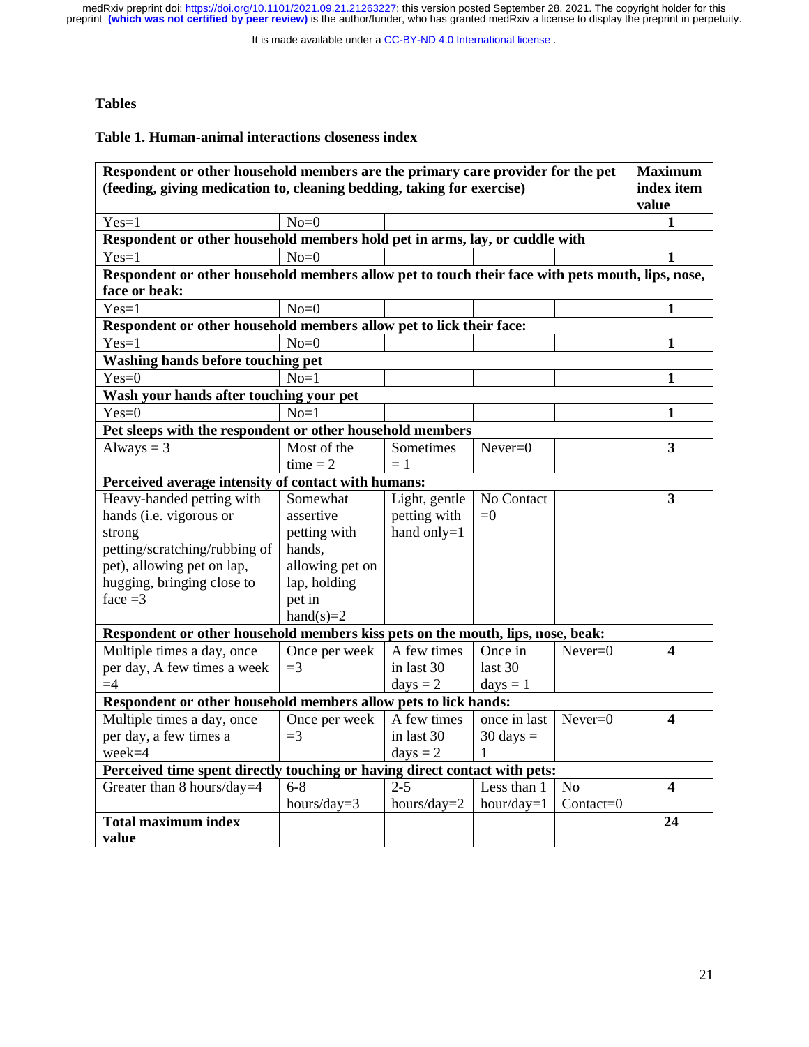## Tables

### Table 1. Human-animal interactions closeness index

| **Respondent or other household members are the primary care provider for the pet (feeding, giving medication to, cleaning bedding, taking for exercise)** | | | | | **Maximum index item value** |
|---|---|---|---|---|---|
| Yes=1 | No=0 | | | | **1** |
| **Respondent or other household members hold pet in arms, lay, or cuddle with** | | | | | |
| Yes=1 | No=0 | | | | **1** |
| **Respondent or other household members allow pet to touch their face with pets mouth, lips, nose, face or beak:** | | | | | |
| Yes=1 | No=0 | | | | **1** |
| **Respondent or other household members allow pet to lick their face:** | | | | | |
| Yes=1 | No=0 | | | | **1** |
| **Washing hands before touching pet** | | | | | |
| Yes=0 | No=1 | | | | **1** |
| **Wash your hands after touching your pet** | | | | | |
| Yes=0 | No=1 | | | | **1** |
| **Pet sleeps with the respondent or other household members** | | | | | |
| Always = 3 | Most of the time = 2 | Sometimes = 1 | Never=0 | | **3** |
| **Perceived average intensity of contact with humans:** | | | | | |
| Heavy-handed petting with hands (i.e. vigorous or strong petting/scratching/rubbing of pet), allowing pet on lap, hugging, bringing close to face =3 | Somewhat assertive petting with hands, allowing pet on lap, holding pet in hand(s)=2 | Light, gentle petting with hand only=1 | No Contact =0 | | **3** |
| **Respondent or other household members kiss pets on the mouth, lips, nose, beak:** | | | | | |
| Multiple times a day, once per day, A few times a week =4 | Once per week =3 | A few times in last 30 days = 2 | Once in last 30 days = 1 | Never=0 | **4** |
| **Respondent or other household members allow pets to lick hands:** | | | | | |
| Multiple times a day, once per day, a few times a week=4 | Once per week =3 | A few times in last 30 days = 2 | once in last 30 days = 1 | Never=0 | **4** |
| **Perceived time spent directly touching or having direct contact with pets:** | | | | | |
| Greater than 8 hours/day=4 | 6-8 hours/day=3 | 2-5 hours/day=2 | Less than 1 hour/day=1 | No Contact=0 | **4** |
| **Total maximum index value** | | | | | **24** |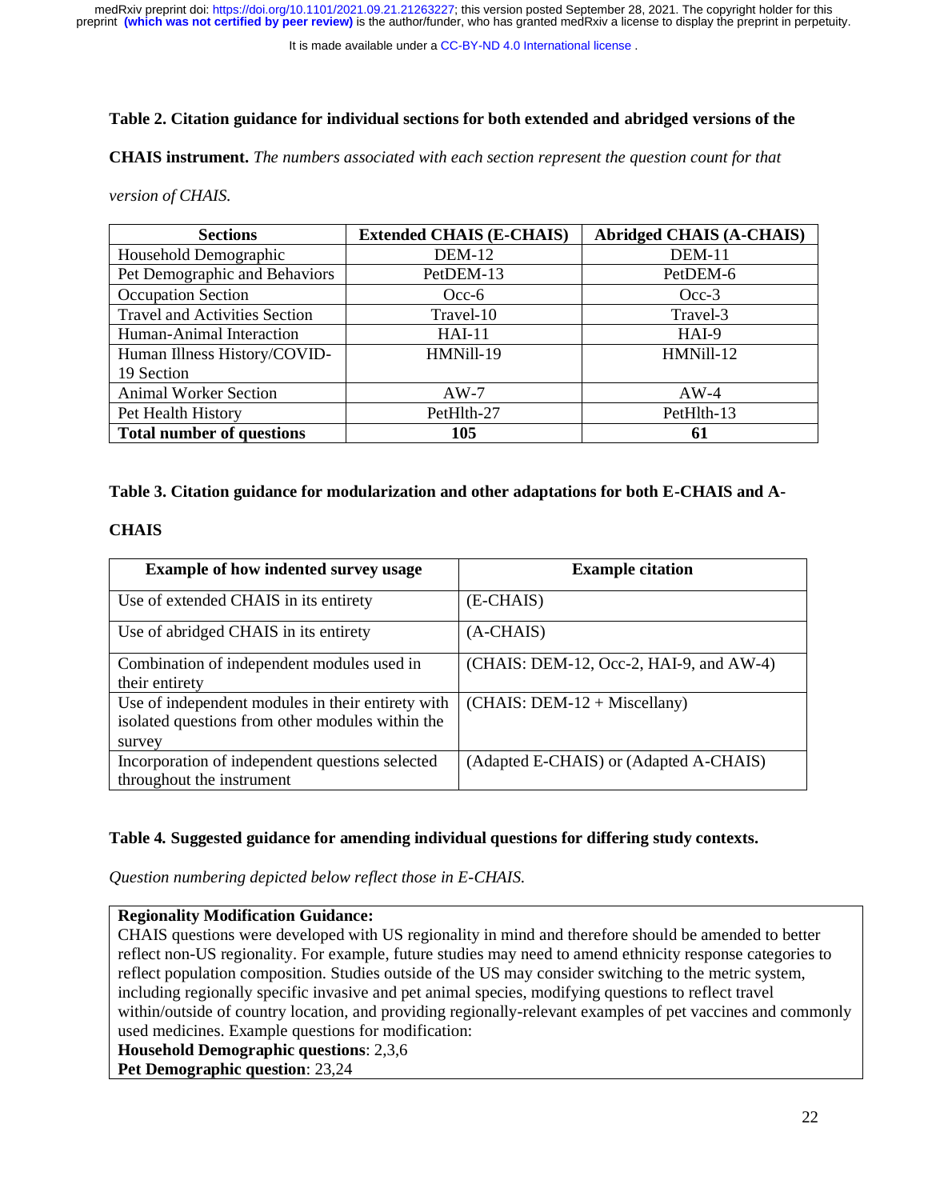**Table 2. Citation guidance for individual sections for both extended and abridged versions of the CHAIS instrument.** *The numbers associated with each section represent the question count for that version of CHAIS.*

| Sections | Extended CHAIS (E-CHAIS) | Abridged CHAIS (A-CHAIS) |
|---|---|---|
| Household Demographic | DEM-12 | DEM-11 |
| Pet Demographic and Behaviors | PetDEM-13 | PetDEM-6 |
| Occupation Section | Occ-6 | Occ-3 |
| Travel and Activities Section | Travel-10 | Travel-3 |
| Human-Animal Interaction | HAI-11 | HAI-9 |
| Human Illness History/COVID-19 Section | HMNill-19 | HMNill-12 |
| Animal Worker Section | AW-7 | AW-4 |
| Pet Health History | PetHlth-27 | PetHlth-13 |
| **Total number of questions** | **105** | **61** |

**Table 3. Citation guidance for modularization and other adaptations for both E-CHAIS and A-CHAIS**

| Example of how indented survey usage | Example citation |
|---|---|
| Use of extended CHAIS in its entirety | (E-CHAIS) |
| Use of abridged CHAIS in its entirety | (A-CHAIS) |
| Combination of independent modules used in their entirety | (CHAIS: DEM-12, Occ-2, HAI-9, and AW-4) |
| Use of independent modules in their entirety with isolated questions from other modules within the survey | (CHAIS: DEM-12 + Miscellany) |
| Incorporation of independent questions selected throughout the instrument | (Adapted E-CHAIS) or (Adapted A-CHAIS) |

**Table 4. Suggested guidance for amending individual questions for differing study contexts.**

*Question numbering depicted below reflect those in E-CHAIS.*

| **Regionality Modification Guidance:** |
|---|
| CHAIS questions were developed with US regionality in mind and therefore should be amended to better reflect non-US regionality. For example, future studies may need to amend ethnicity response categories to reflect population composition. Studies outside of the US may consider switching to the metric system, including regionally specific invasive and pet animal species, modifying questions to reflect travel within/outside of country location, and providing regionally-relevant examples of pet vaccines and commonly used medicines. Example questions for modification: |
| **Household Demographic questions**: 2,3,6 |
| **Pet Demographic question**: 23,24 |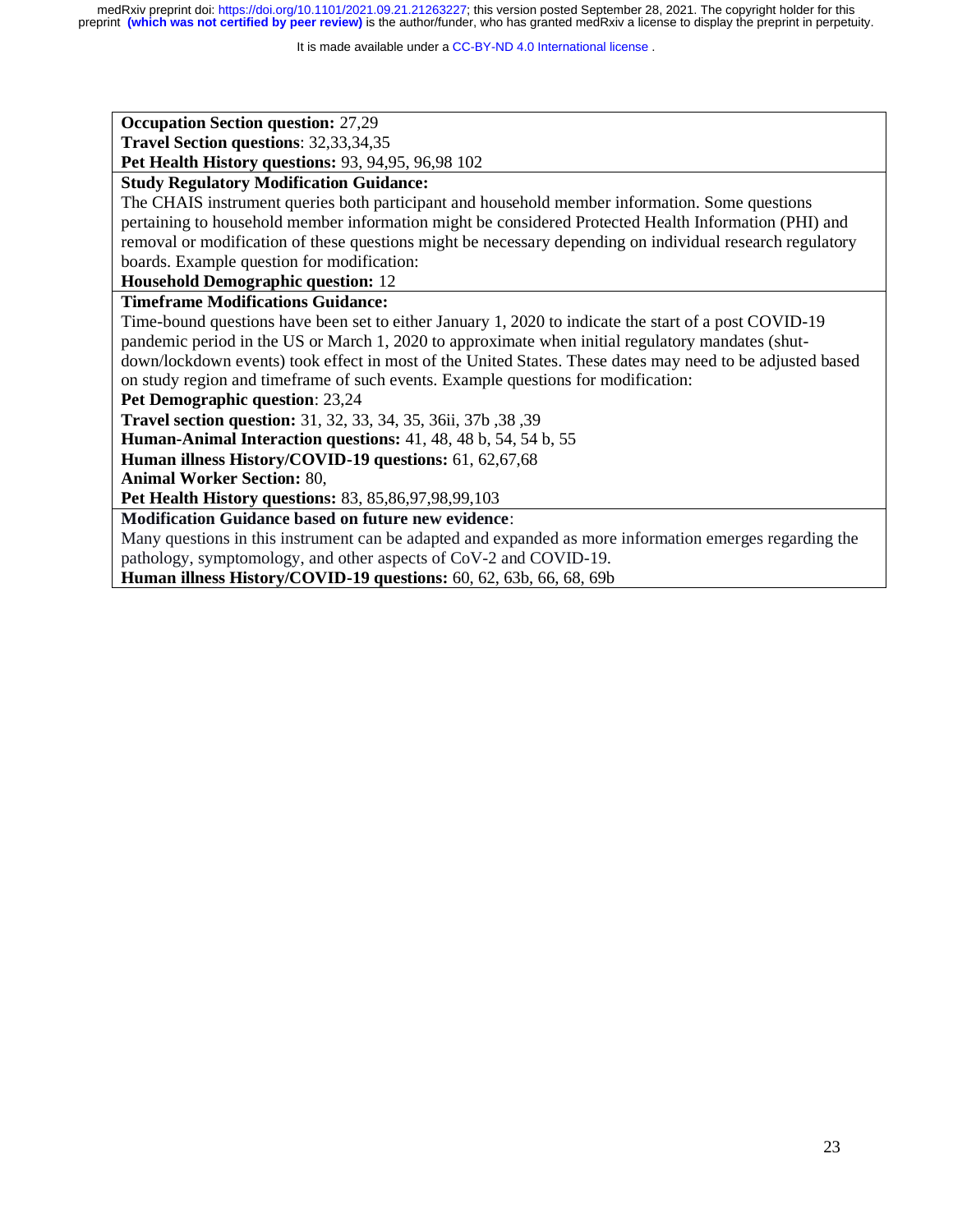**Occupation Section question:** 27,29
**Travel Section questions**: 32,33,34,35
**Pet Health History questions:** 93, 94,95, 96,98 102

**Study Regulatory Modification Guidance:**

The CHAIS instrument queries both participant and household member information. Some questions pertaining to household member information might be considered Protected Health Information (PHI) and removal or modification of these questions might be necessary depending on individual research regulatory boards. Example question for modification:

**Household Demographic question:** 12

**Timeframe Modifications Guidance:**

Time-bound questions have been set to either January 1, 2020 to indicate the start of a post COVID-19 pandemic period in the US or March 1, 2020 to approximate when initial regulatory mandates (shut-down/lockdown events) took effect in most of the United States. These dates may need to be adjusted based on study region and timeframe of such events. Example questions for modification:

**Pet Demographic question**: 23,24
**Travel section question:** 31, 32, 33, 34, 35, 36ii, 37b ,38 ,39
**Human-Animal Interaction questions:** 41, 48, 48 b, 54, 54 b, 55
**Human illness History/COVID-19 questions:** 61, 62,67,68
**Animal Worker Section:** 80,
**Pet Health History questions:** 83, 85,86,97,98,99,103

**Modification Guidance based on future new evidence**:

Many questions in this instrument can be adapted and expanded as more information emerges regarding the pathology, symptomology, and other aspects of CoV-2 and COVID-19.

**Human illness History/COVID-19 questions:** 60, 62, 63b, 66, 68, 69b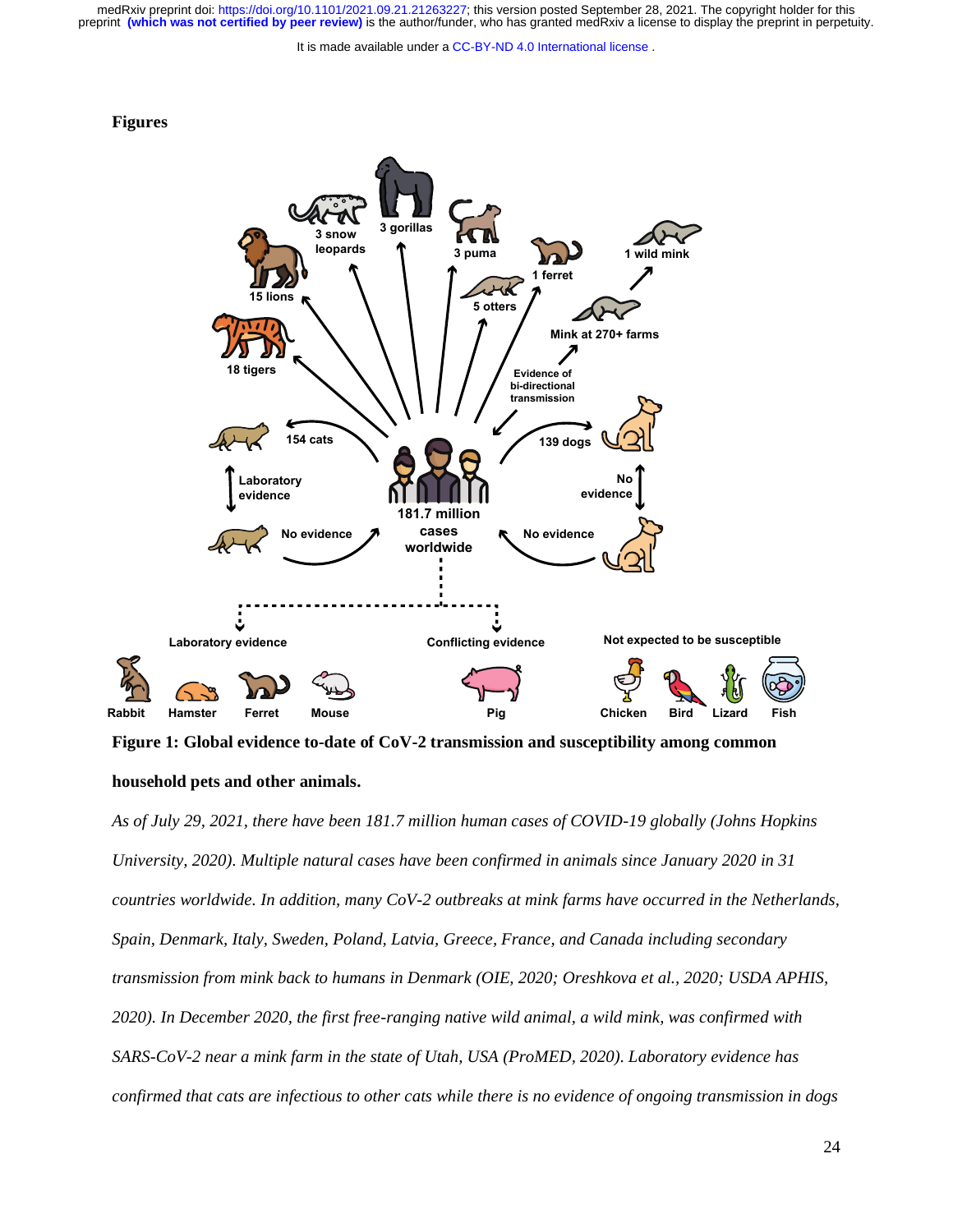# Figures

**Figure 1: Global evidence to-date of CoV-2 transmission and susceptibility among common household pets and other animals.**

*As of July 29, 2021, there have been 181.7 million human cases of COVID-19 globally (Johns Hopkins University, 2020). Multiple natural cases have been confirmed in animals since January 2020 in 31 countries worldwide. In addition, many CoV-2 outbreaks at mink farms have occurred in the Netherlands, Spain, Denmark, Italy, Sweden, Poland, Latvia, Greece, France, and Canada including secondary transmission from mink back to humans in Denmark (OIE, 2020; Oreshkova et al., 2020; USDA APHIS, 2020). In December 2020, the first free-ranging native wild animal, a wild mink, was confirmed with SARS-CoV-2 near a mink farm in the state of Utah, USA (ProMED, 2020). Laboratory evidence has confirmed that cats are infectious to other cats while there is no evidence of ongoing transmission in dogs*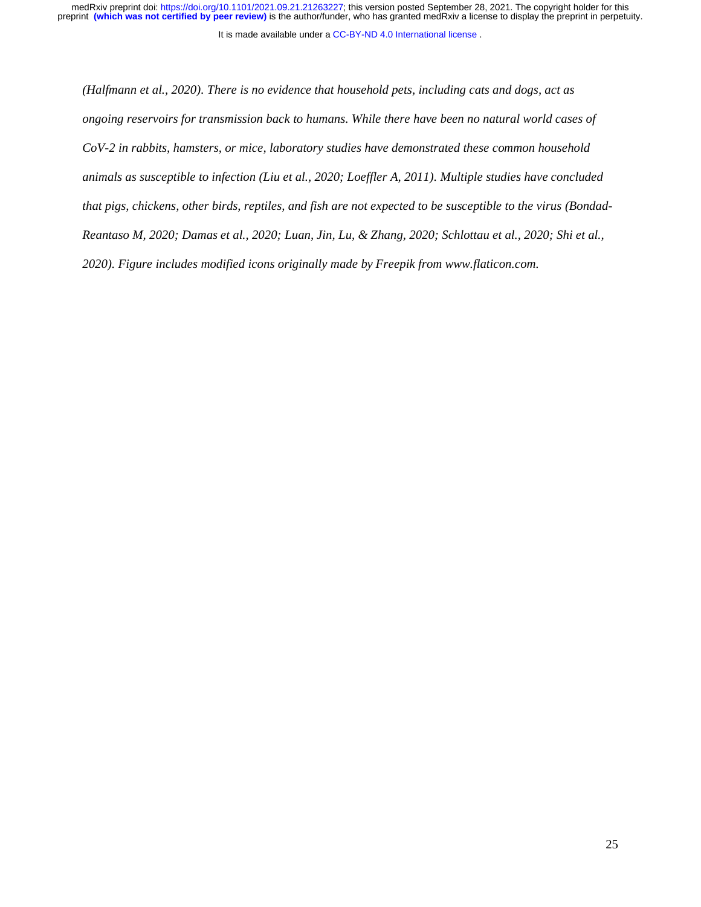*(Halfmann et al., 2020). There is no evidence that household pets, including cats and dogs, act as ongoing reservoirs for transmission back to humans. While there have been no natural world cases of CoV-2 in rabbits, hamsters, or mice, laboratory studies have demonstrated these common household animals as susceptible to infection (Liu et al., 2020; Loeffler A, 2011). Multiple studies have concluded that pigs, chickens, other birds, reptiles, and fish are not expected to be susceptible to the virus (Bondad-Reantaso M, 2020; Damas et al., 2020; Luan, Jin, Lu, & Zhang, 2020; Schlottau et al., 2020; Shi et al., 2020). Figure includes modified icons originally made by Freepik from www.flaticon.com.*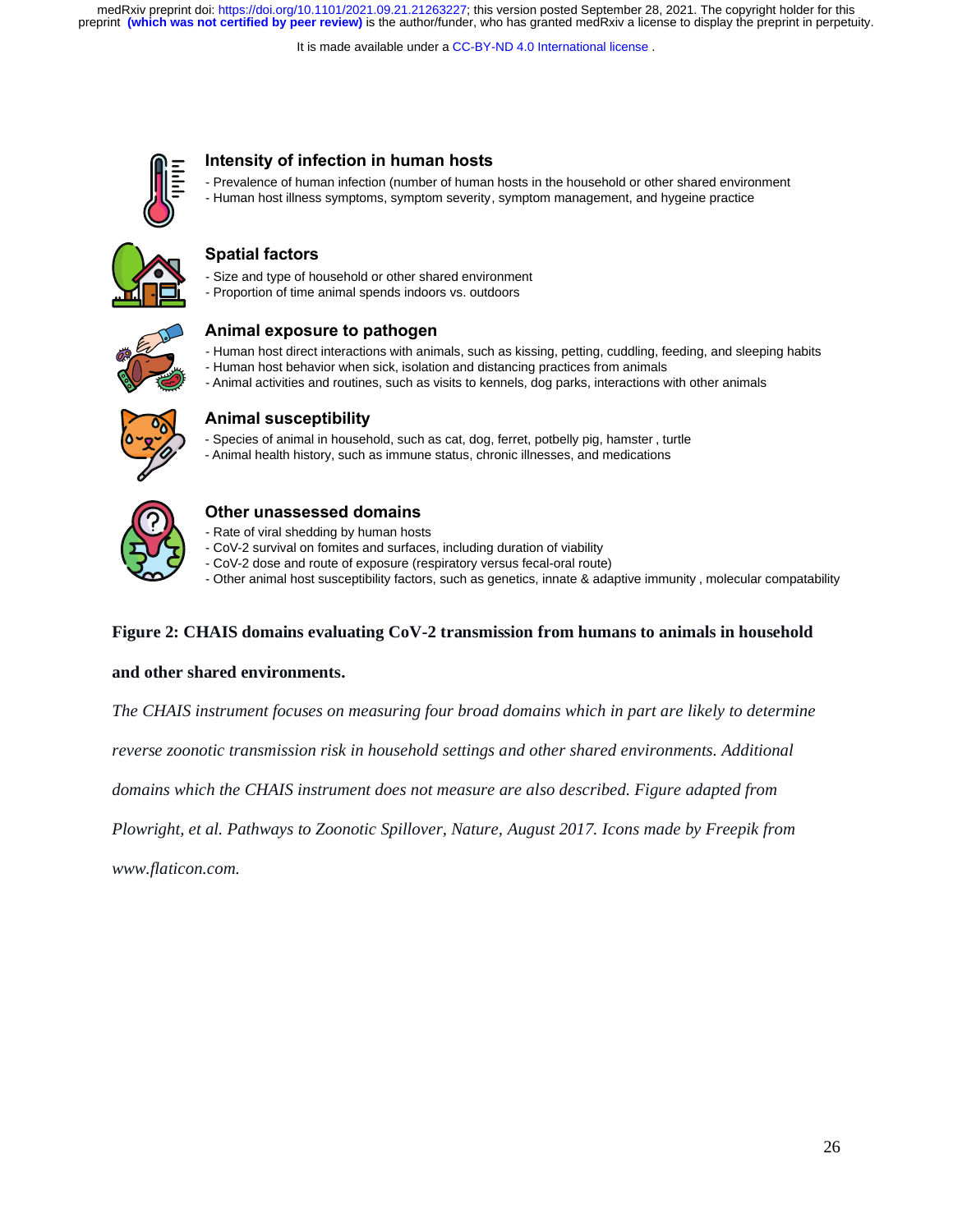### Intensity of infection in human hosts

- Prevalence of human infection (number of human hosts in the household or other shared environment
- Human host illness symptoms, symptom severity, symptom management, and hygeine practice

### Spatial factors

- Size and type of household or other shared environment
- Proportion of time animal spends indoors vs. outdoors

### Animal exposure to pathogen

- Human host direct interactions with animals, such as kissing, petting, cuddling, feeding, and sleeping habits
- Human host behavior when sick, isolation and distancing practices from animals
- Animal activities and routines, such as visits to kennels, dog parks, interactions with other animals

### Animal susceptibility

- Species of animal in household, such as cat, dog, ferret, potbelly pig, hamster , turtle
- Animal health history, such as immune status, chronic illnesses, and medications

### Other unassessed domains

- Rate of viral shedding by human hosts
- CoV-2 survival on fomites and surfaces, including duration of viability
- CoV-2 dose and route of exposure (respiratory versus fecal-oral route)
- Other animal host susceptibility factors, such as genetics, innate & adaptive immunity , molecular compatability

**Figure 2: CHAIS domains evaluating CoV-2 transmission from humans to animals in household and other shared environments.**

*The CHAIS instrument focuses on measuring four broad domains which in part are likely to determine reverse zoonotic transmission risk in household settings and other shared environments. Additional domains which the CHAIS instrument does not measure are also described. Figure adapted from Plowright, et al. Pathways to Zoonotic Spillover, Nature, August 2017. Icons made by Freepik from www.flaticon.com.*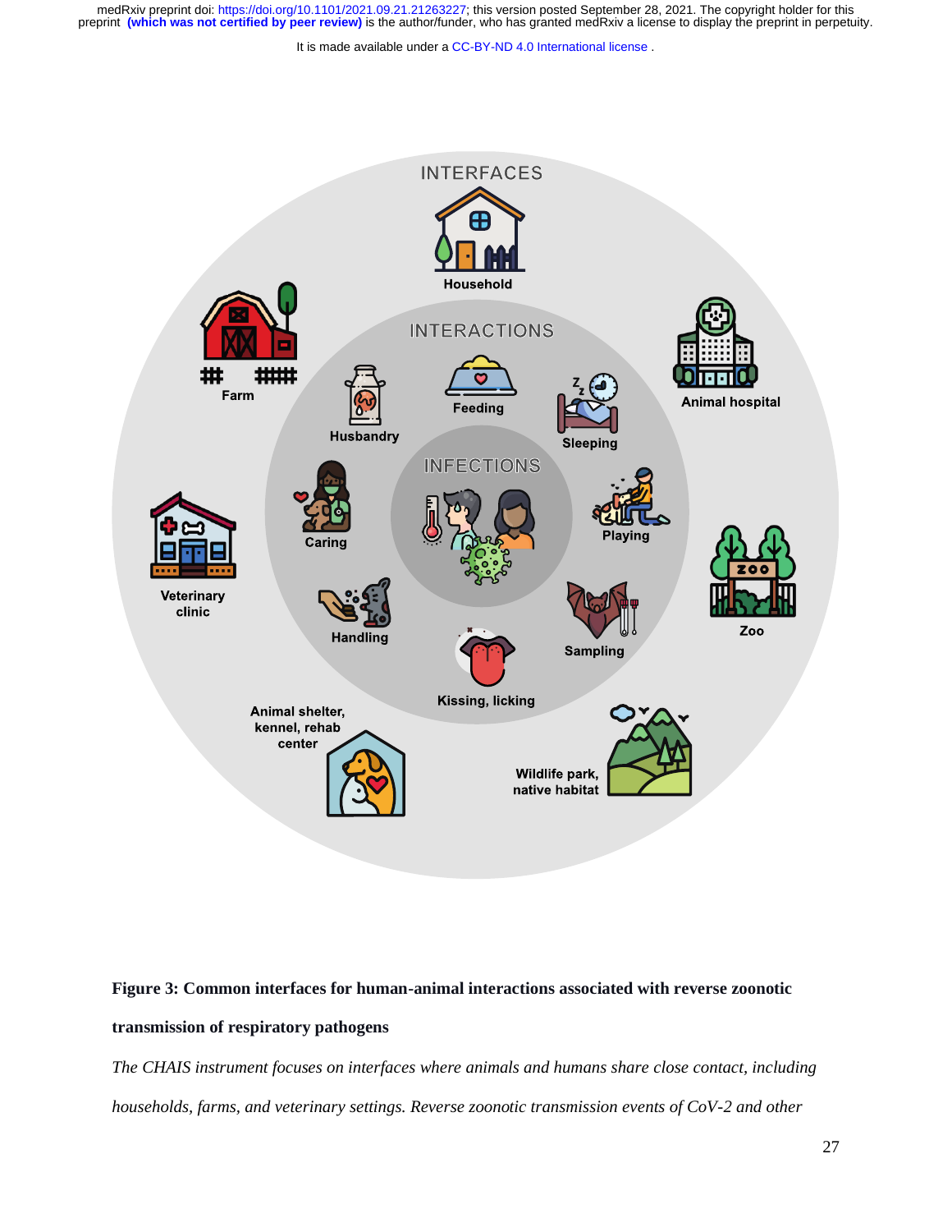**Figure 3: Common interfaces for human-animal interactions associated with reverse zoonotic transmission of respiratory pathogens**

*The CHAIS instrument focuses on interfaces where animals and humans share close contact, including households, farms, and veterinary settings. Reverse zoonotic transmission events of CoV-2 and other*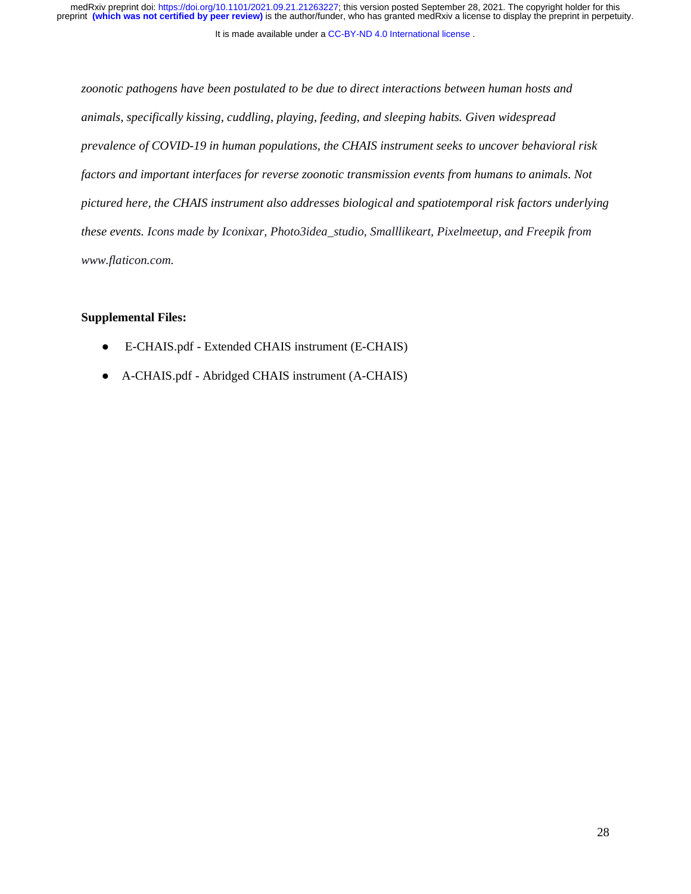*zoonotic pathogens have been postulated to be due to direct interactions between human hosts and animals, specifically kissing, cuddling, playing, feeding, and sleeping habits. Given widespread prevalence of COVID-19 in human populations, the CHAIS instrument seeks to uncover behavioral risk factors and important interfaces for reverse zoonotic transmission events from humans to animals. Not pictured here, the CHAIS instrument also addresses biological and spatiotemporal risk factors underlying these events. Icons made by Iconixar, Photo3idea_studio, Smalllikeart, Pixelmeetup, and Freepik from www.flaticon.com.*

**Supplemental Files:**

- E-CHAIS.pdf - Extended CHAIS instrument (E-CHAIS)
- A-CHAIS.pdf - Abridged CHAIS instrument (A-CHAIS)